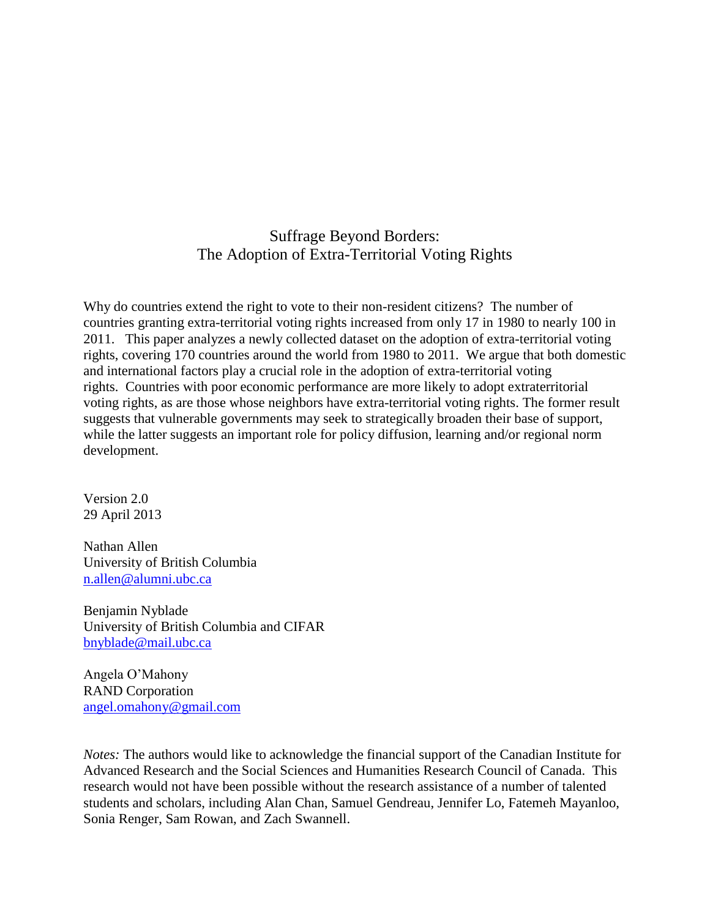# Suffrage Beyond Borders:
# The Adoption of Extra-Territorial Voting Rights

Why do countries extend the right to vote to their non-resident citizens? The number of countries granting extra-territorial voting rights increased from only 17 in 1980 to nearly 100 in 2011. This paper analyzes a newly collected dataset on the adoption of extra-territorial voting rights, covering 170 countries around the world from 1980 to 2011. We argue that both domestic and international factors play a crucial role in the adoption of extra-territorial voting rights. Countries with poor economic performance are more likely to adopt extraterritorial voting rights, as are those whose neighbors have extra-territorial voting rights. The former result suggests that vulnerable governments may seek to strategically broaden their base of support, while the latter suggests an important role for policy diffusion, learning and/or regional norm development.

Version 2.0
29 April 2013

Nathan Allen
University of British Columbia
n.allen@alumni.ubc.ca

Benjamin Nyblade
University of British Columbia and CIFAR
bnyblade@mail.ubc.ca

Angela O'Mahony
RAND Corporation
angel.omahony@gmail.com

*Notes:* The authors would like to acknowledge the financial support of the Canadian Institute for Advanced Research and the Social Sciences and Humanities Research Council of Canada. This research would not have been possible without the research assistance of a number of talented students and scholars, including Alan Chan, Samuel Gendreau, Jennifer Lo, Fatemeh Mayanloo, Sonia Renger, Sam Rowan, and Zach Swannell.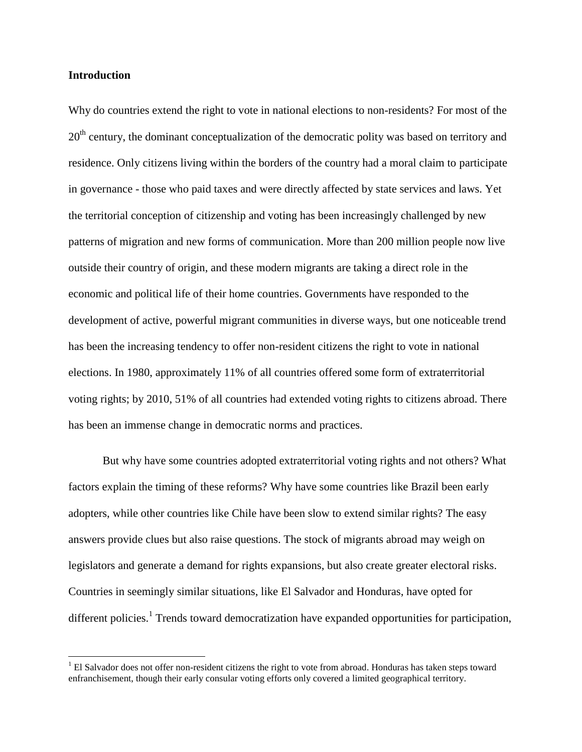## Introduction

Why do countries extend the right to vote in national elections to non-residents? For most of the $20^{th}$ century, the dominant conceptualization of the democratic polity was based on territory and residence. Only citizens living within the borders of the country had a moral claim to participate in governance - those who paid taxes and were directly affected by state services and laws. Yet the territorial conception of citizenship and voting has been increasingly challenged by new patterns of migration and new forms of communication. More than 200 million people now live outside their country of origin, and these modern migrants are taking a direct role in the economic and political life of their home countries. Governments have responded to the development of active, powerful migrant communities in diverse ways, but one noticeable trend has been the increasing tendency to offer non-resident citizens the right to vote in national elections. In 1980, approximately 11% of all countries offered some form of extraterritorial voting rights; by 2010, 51% of all countries had extended voting rights to citizens abroad. There has been an immense change in democratic norms and practices.

But why have some countries adopted extraterritorial voting rights and not others? What factors explain the timing of these reforms? Why have some countries like Brazil been early adopters, while other countries like Chile have been slow to extend similar rights? The easy answers provide clues but also raise questions. The stock of migrants abroad may weigh on legislators and generate a demand for rights expansions, but also create greater electoral risks. Countries in seemingly similar situations, like El Salvador and Honduras, have opted for different policies.[1] Trends toward democratization have expanded opportunities for participation,

[1] El Salvador does not offer non-resident citizens the right to vote from abroad. Honduras has taken steps toward enfranchisement, though their early consular voting efforts only covered a limited geographical territory.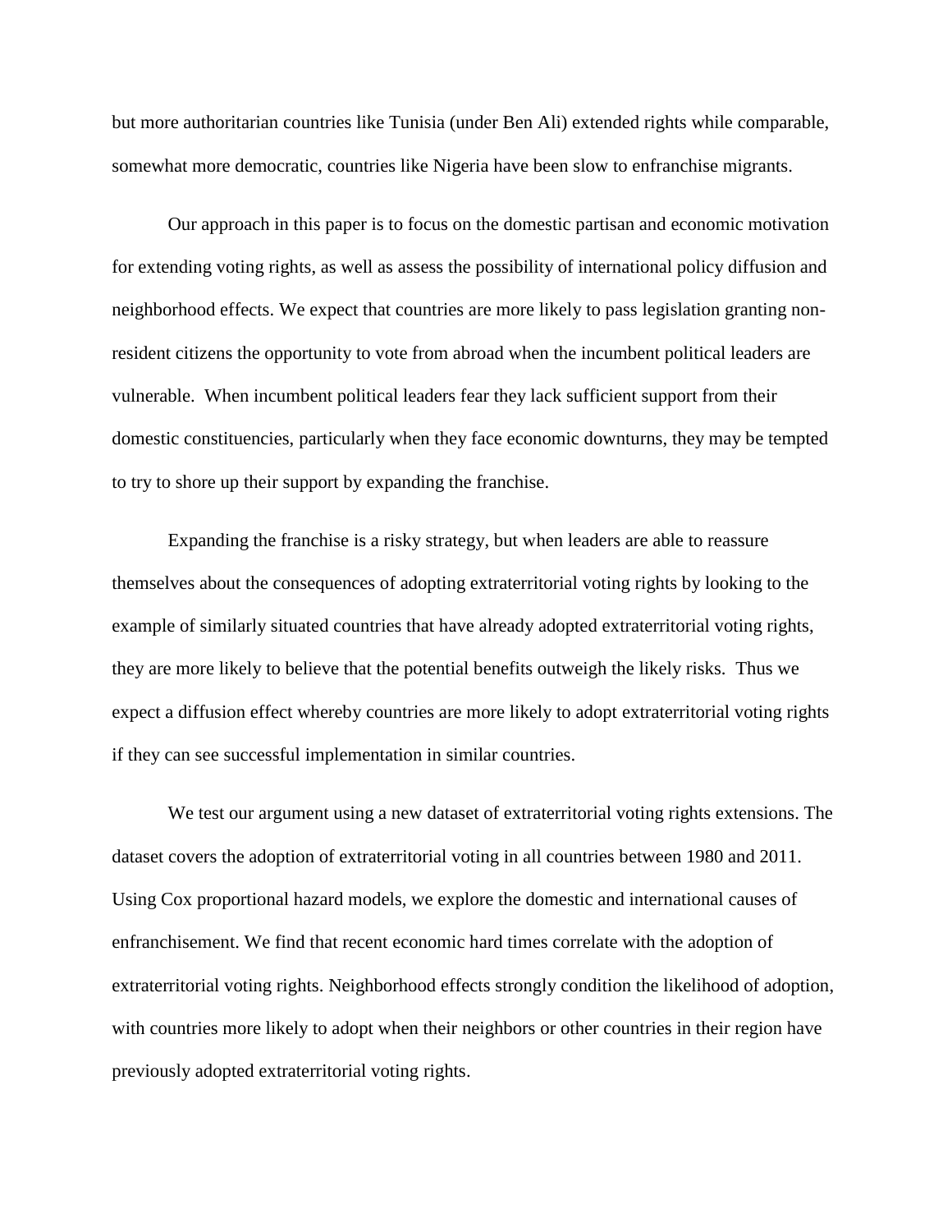but more authoritarian countries like Tunisia (under Ben Ali) extended rights while comparable, somewhat more democratic, countries like Nigeria have been slow to enfranchise migrants.

Our approach in this paper is to focus on the domestic partisan and economic motivation for extending voting rights, as well as assess the possibility of international policy diffusion and neighborhood effects. We expect that countries are more likely to pass legislation granting non-resident citizens the opportunity to vote from abroad when the incumbent political leaders are vulnerable. When incumbent political leaders fear they lack sufficient support from their domestic constituencies, particularly when they face economic downturns, they may be tempted to try to shore up their support by expanding the franchise.

Expanding the franchise is a risky strategy, but when leaders are able to reassure themselves about the consequences of adopting extraterritorial voting rights by looking to the example of similarly situated countries that have already adopted extraterritorial voting rights, they are more likely to believe that the potential benefits outweigh the likely risks. Thus we expect a diffusion effect whereby countries are more likely to adopt extraterritorial voting rights if they can see successful implementation in similar countries.

We test our argument using a new dataset of extraterritorial voting rights extensions. The dataset covers the adoption of extraterritorial voting in all countries between 1980 and 2011. Using Cox proportional hazard models, we explore the domestic and international causes of enfranchisement. We find that recent economic hard times correlate with the adoption of extraterritorial voting rights. Neighborhood effects strongly condition the likelihood of adoption, with countries more likely to adopt when their neighbors or other countries in their region have previously adopted extraterritorial voting rights.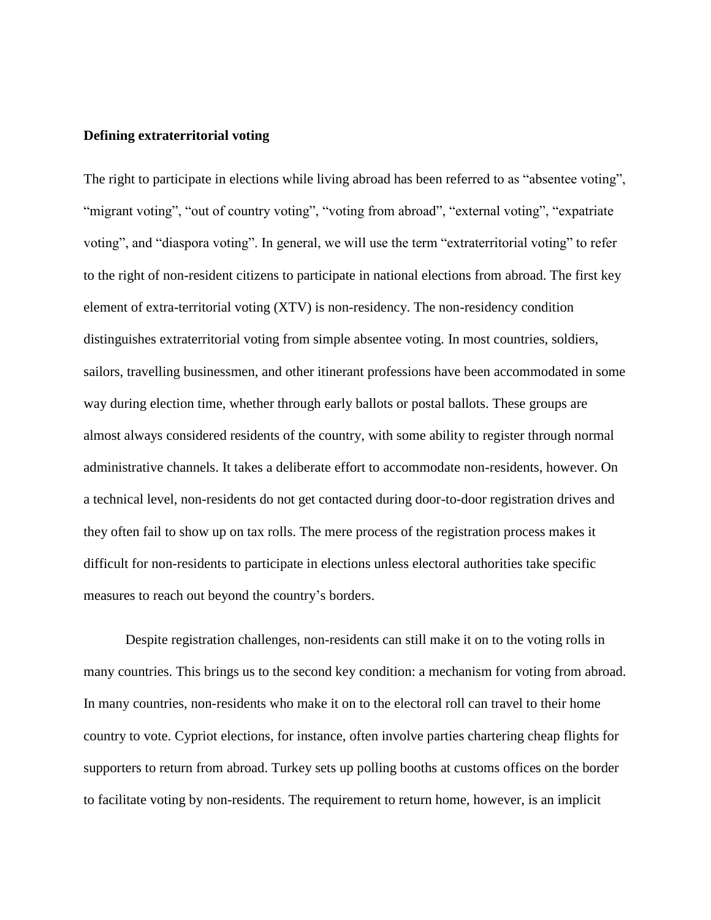**Defining extraterritorial voting**

The right to participate in elections while living abroad has been referred to as "absentee voting", "migrant voting", "out of country voting", "voting from abroad", "external voting", "expatriate voting", and "diaspora voting". In general, we will use the term "extraterritorial voting" to refer to the right of non-resident citizens to participate in national elections from abroad. The first key element of extra-territorial voting (XTV) is non-residency. The non-residency condition distinguishes extraterritorial voting from simple absentee voting. In most countries, soldiers, sailors, travelling businessmen, and other itinerant professions have been accommodated in some way during election time, whether through early ballots or postal ballots. These groups are almost always considered residents of the country, with some ability to register through normal administrative channels. It takes a deliberate effort to accommodate non-residents, however. On a technical level, non-residents do not get contacted during door-to-door registration drives and they often fail to show up on tax rolls. The mere process of the registration process makes it difficult for non-residents to participate in elections unless electoral authorities take specific measures to reach out beyond the country's borders.

Despite registration challenges, non-residents can still make it on to the voting rolls in many countries. This brings us to the second key condition: a mechanism for voting from abroad. In many countries, non-residents who make it on to the electoral roll can travel to their home country to vote. Cypriot elections, for instance, often involve parties chartering cheap flights for supporters to return from abroad. Turkey sets up polling booths at customs offices on the border to facilitate voting by non-residents. The requirement to return home, however, is an implicit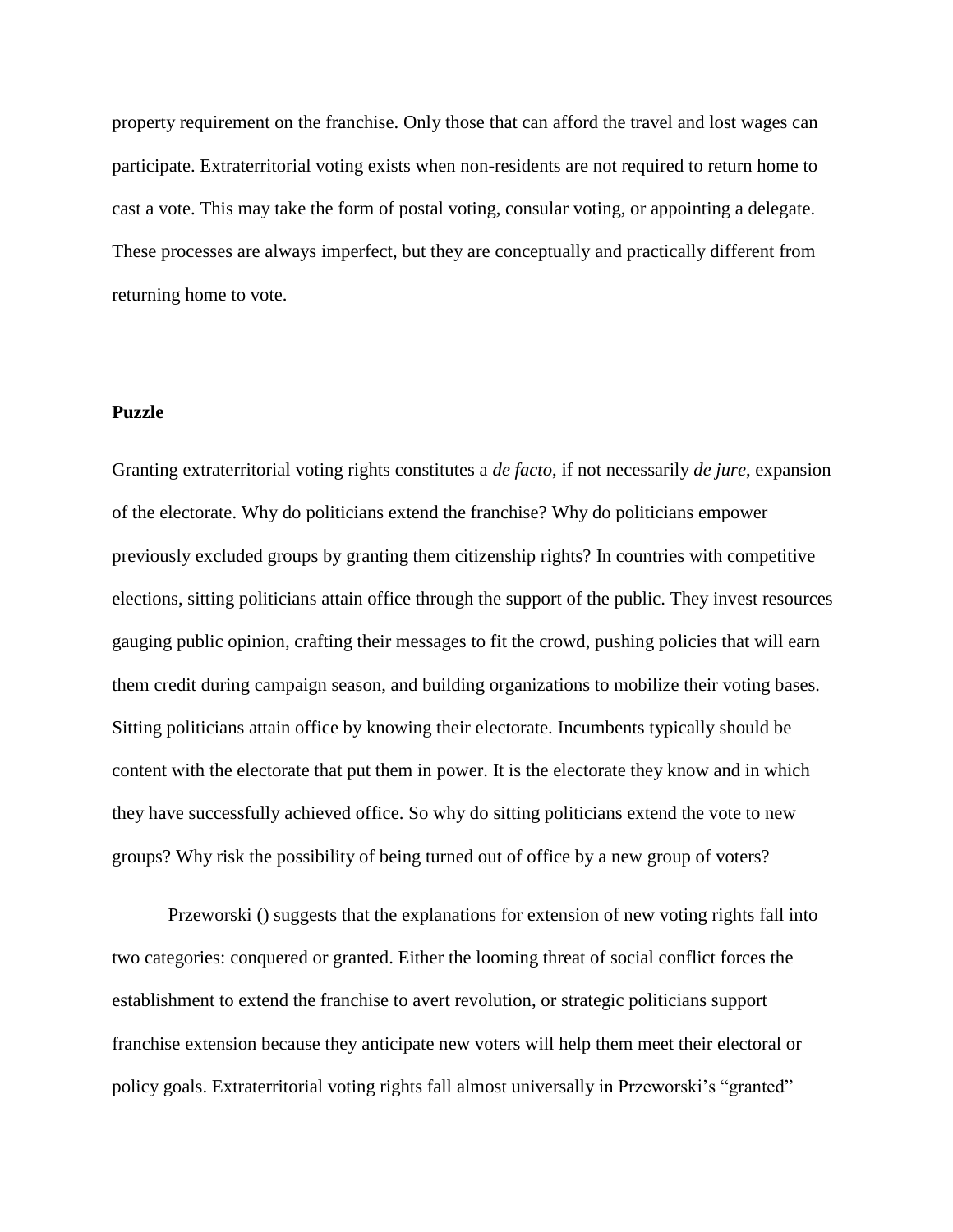property requirement on the franchise. Only those that can afford the travel and lost wages can participate. Extraterritorial voting exists when non-residents are not required to return home to cast a vote. This may take the form of postal voting, consular voting, or appointing a delegate. These processes are always imperfect, but they are conceptually and practically different from returning home to vote.

**Puzzle**

Granting extraterritorial voting rights constitutes a *de facto*, if not necessarily *de jure*, expansion of the electorate. Why do politicians extend the franchise? Why do politicians empower previously excluded groups by granting them citizenship rights? In countries with competitive elections, sitting politicians attain office through the support of the public. They invest resources gauging public opinion, crafting their messages to fit the crowd, pushing policies that will earn them credit during campaign season, and building organizations to mobilize their voting bases. Sitting politicians attain office by knowing their electorate. Incumbents typically should be content with the electorate that put them in power. It is the electorate they know and in which they have successfully achieved office. So why do sitting politicians extend the vote to new groups? Why risk the possibility of being turned out of office by a new group of voters?

Przeworski () suggests that the explanations for extension of new voting rights fall into two categories: conquered or granted. Either the looming threat of social conflict forces the establishment to extend the franchise to avert revolution, or strategic politicians support franchise extension because they anticipate new voters will help them meet their electoral or policy goals. Extraterritorial voting rights fall almost universally in Przeworski's "granted"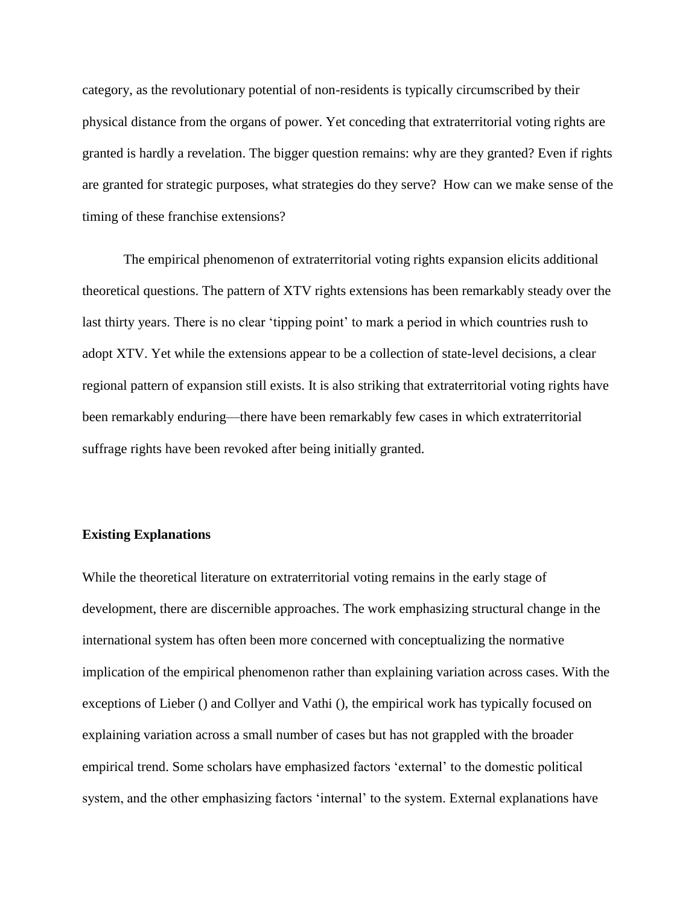category, as the revolutionary potential of non-residents is typically circumscribed by their physical distance from the organs of power. Yet conceding that extraterritorial voting rights are granted is hardly a revelation. The bigger question remains: why are they granted? Even if rights are granted for strategic purposes, what strategies do they serve? How can we make sense of the timing of these franchise extensions?

The empirical phenomenon of extraterritorial voting rights expansion elicits additional theoretical questions. The pattern of XTV rights extensions has been remarkably steady over the last thirty years. There is no clear 'tipping point' to mark a period in which countries rush to adopt XTV. Yet while the extensions appear to be a collection of state-level decisions, a clear regional pattern of expansion still exists. It is also striking that extraterritorial voting rights have been remarkably enduring—there have been remarkably few cases in which extraterritorial suffrage rights have been revoked after being initially granted.

**Existing Explanations**

While the theoretical literature on extraterritorial voting remains in the early stage of development, there are discernible approaches. The work emphasizing structural change in the international system has often been more concerned with conceptualizing the normative implication of the empirical phenomenon rather than explaining variation across cases. With the exceptions of Lieber () and Collyer and Vathi (), the empirical work has typically focused on explaining variation across a small number of cases but has not grappled with the broader empirical trend. Some scholars have emphasized factors 'external' to the domestic political system, and the other emphasizing factors 'internal' to the system. External explanations have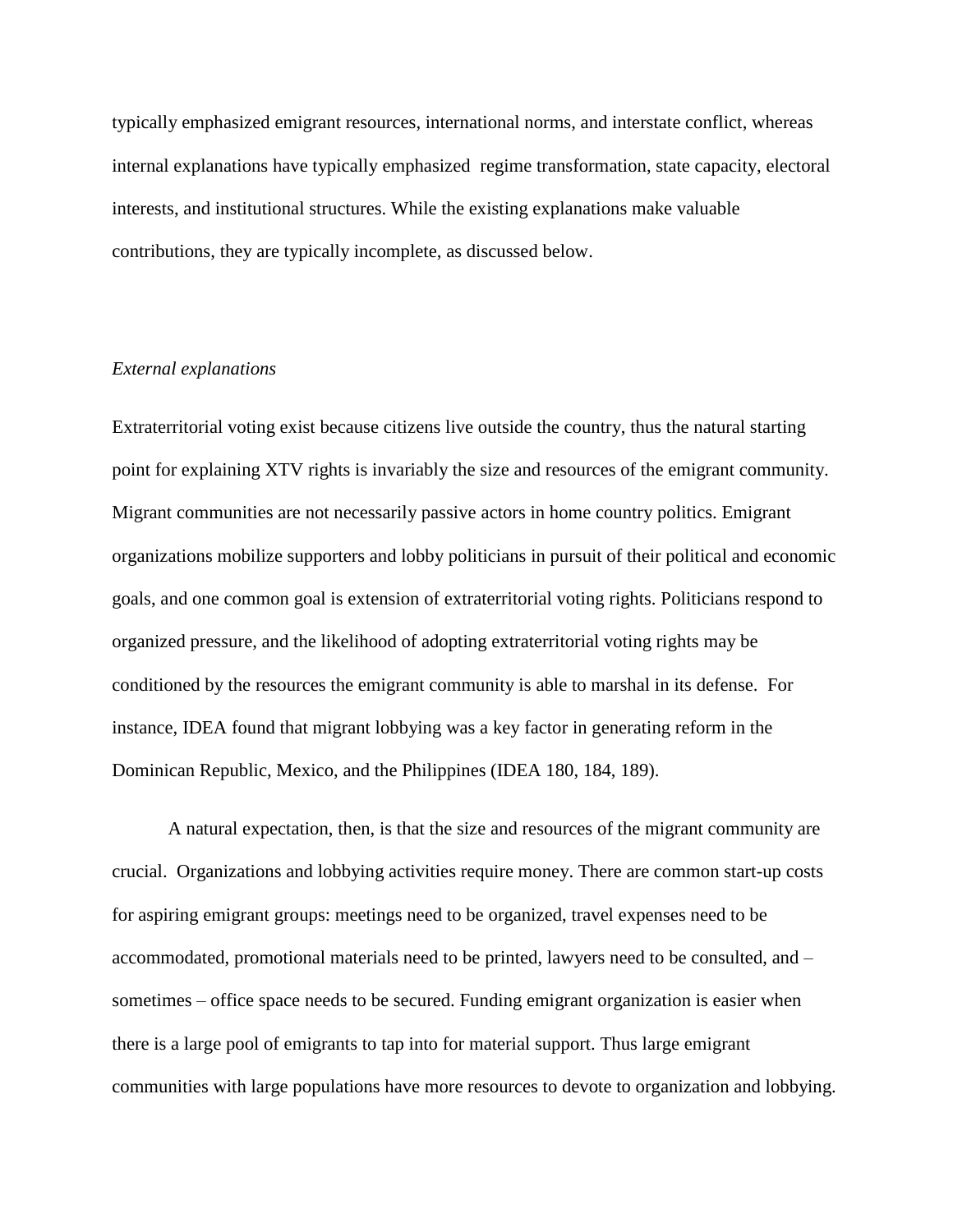typically emphasized emigrant resources, international norms, and interstate conflict, whereas internal explanations have typically emphasized regime transformation, state capacity, electoral interests, and institutional structures. While the existing explanations make valuable contributions, they are typically incomplete, as discussed below.

*External explanations*

Extraterritorial voting exist because citizens live outside the country, thus the natural starting point for explaining XTV rights is invariably the size and resources of the emigrant community. Migrant communities are not necessarily passive actors in home country politics. Emigrant organizations mobilize supporters and lobby politicians in pursuit of their political and economic goals, and one common goal is extension of extraterritorial voting rights. Politicians respond to organized pressure, and the likelihood of adopting extraterritorial voting rights may be conditioned by the resources the emigrant community is able to marshal in its defense. For instance, IDEA found that migrant lobbying was a key factor in generating reform in the Dominican Republic, Mexico, and the Philippines (IDEA 180, 184, 189).

A natural expectation, then, is that the size and resources of the migrant community are crucial. Organizations and lobbying activities require money. There are common start-up costs for aspiring emigrant groups: meetings need to be organized, travel expenses need to be accommodated, promotional materials need to be printed, lawyers need to be consulted, and – sometimes – office space needs to be secured. Funding emigrant organization is easier when there is a large pool of emigrants to tap into for material support. Thus large emigrant communities with large populations have more resources to devote to organization and lobbying.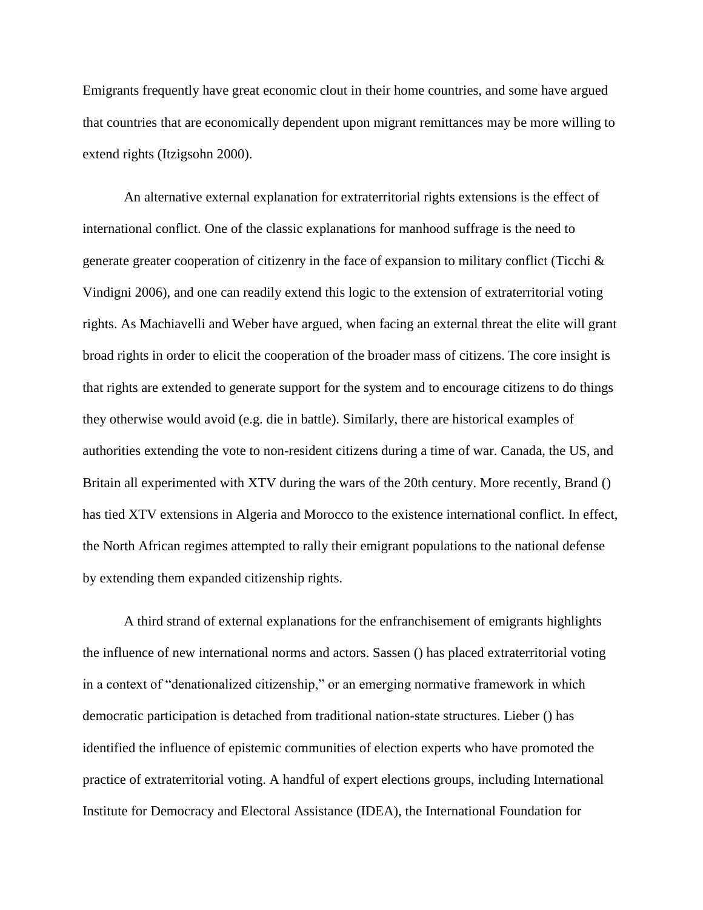Emigrants frequently have great economic clout in their home countries, and some have argued that countries that are economically dependent upon migrant remittances may be more willing to extend rights (Itzigsohn 2000).

An alternative external explanation for extraterritorial rights extensions is the effect of international conflict. One of the classic explanations for manhood suffrage is the need to generate greater cooperation of citizenry in the face of expansion to military conflict (Ticchi & Vindigni 2006), and one can readily extend this logic to the extension of extraterritorial voting rights. As Machiavelli and Weber have argued, when facing an external threat the elite will grant broad rights in order to elicit the cooperation of the broader mass of citizens. The core insight is that rights are extended to generate support for the system and to encourage citizens to do things they otherwise would avoid (e.g. die in battle). Similarly, there are historical examples of authorities extending the vote to non-resident citizens during a time of war. Canada, the US, and Britain all experimented with XTV during the wars of the 20th century. More recently, Brand () has tied XTV extensions in Algeria and Morocco to the existence international conflict. In effect, the North African regimes attempted to rally their emigrant populations to the national defense by extending them expanded citizenship rights.

A third strand of external explanations for the enfranchisement of emigrants highlights the influence of new international norms and actors. Sassen () has placed extraterritorial voting in a context of "denationalized citizenship," or an emerging normative framework in which democratic participation is detached from traditional nation-state structures. Lieber () has identified the influence of epistemic communities of election experts who have promoted the practice of extraterritorial voting. A handful of expert elections groups, including International Institute for Democracy and Electoral Assistance (IDEA), the International Foundation for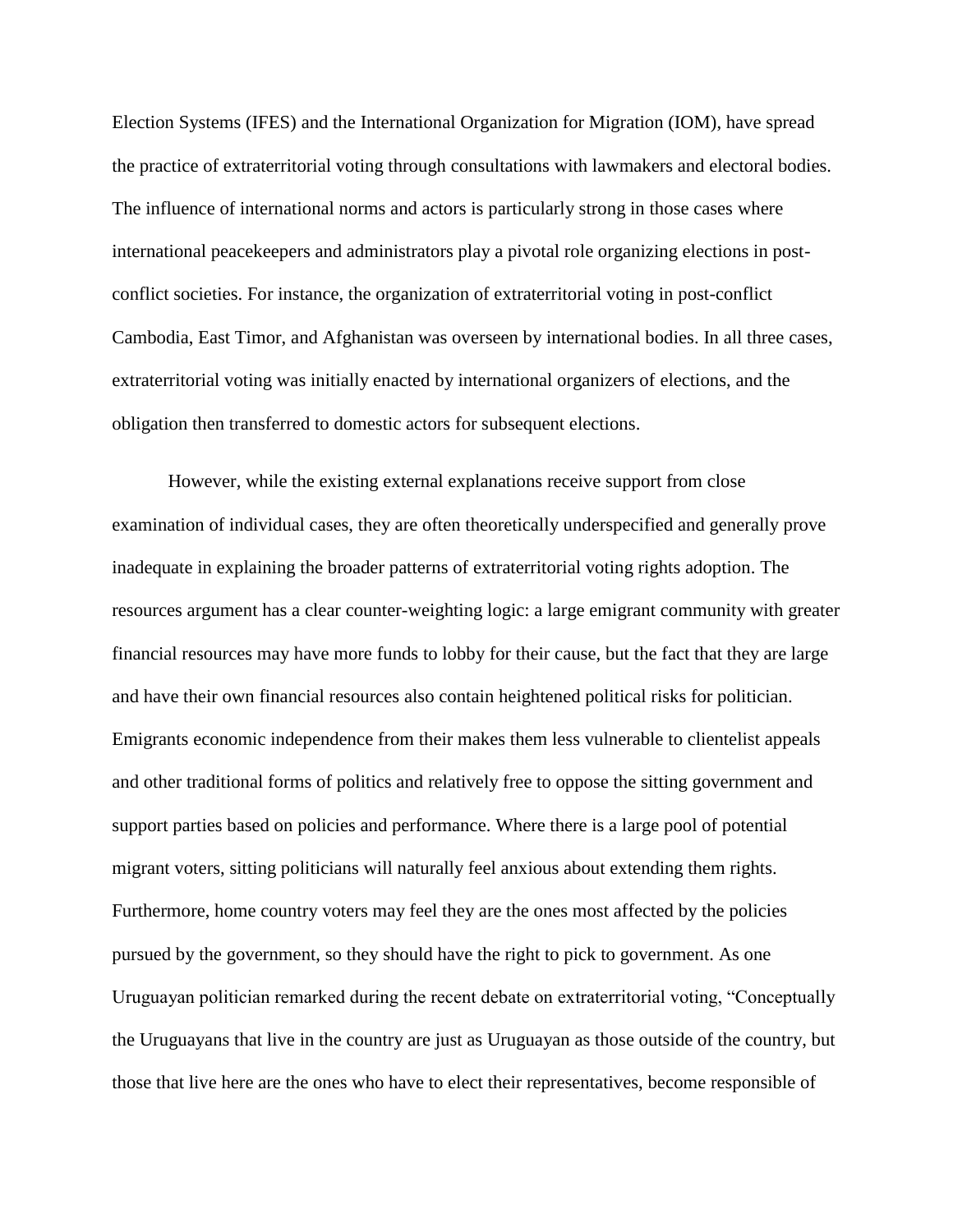Election Systems (IFES) and the International Organization for Migration (IOM), have spread the practice of extraterritorial voting through consultations with lawmakers and electoral bodies. The influence of international norms and actors is particularly strong in those cases where international peacekeepers and administrators play a pivotal role organizing elections in post-conflict societies. For instance, the organization of extraterritorial voting in post-conflict Cambodia, East Timor, and Afghanistan was overseen by international bodies. In all three cases, extraterritorial voting was initially enacted by international organizers of elections, and the obligation then transferred to domestic actors for subsequent elections.

However, while the existing external explanations receive support from close examination of individual cases, they are often theoretically underspecified and generally prove inadequate in explaining the broader patterns of extraterritorial voting rights adoption. The resources argument has a clear counter-weighting logic: a large emigrant community with greater financial resources may have more funds to lobby for their cause, but the fact that they are large and have their own financial resources also contain heightened political risks for politician. Emigrants economic independence from their makes them less vulnerable to clientelist appeals and other traditional forms of politics and relatively free to oppose the sitting government and support parties based on policies and performance. Where there is a large pool of potential migrant voters, sitting politicians will naturally feel anxious about extending them rights. Furthermore, home country voters may feel they are the ones most affected by the policies pursued by the government, so they should have the right to pick to government. As one Uruguayan politician remarked during the recent debate on extraterritorial voting, "Conceptually the Uruguayans that live in the country are just as Uruguayan as those outside of the country, but those that live here are the ones who have to elect their representatives, become responsible of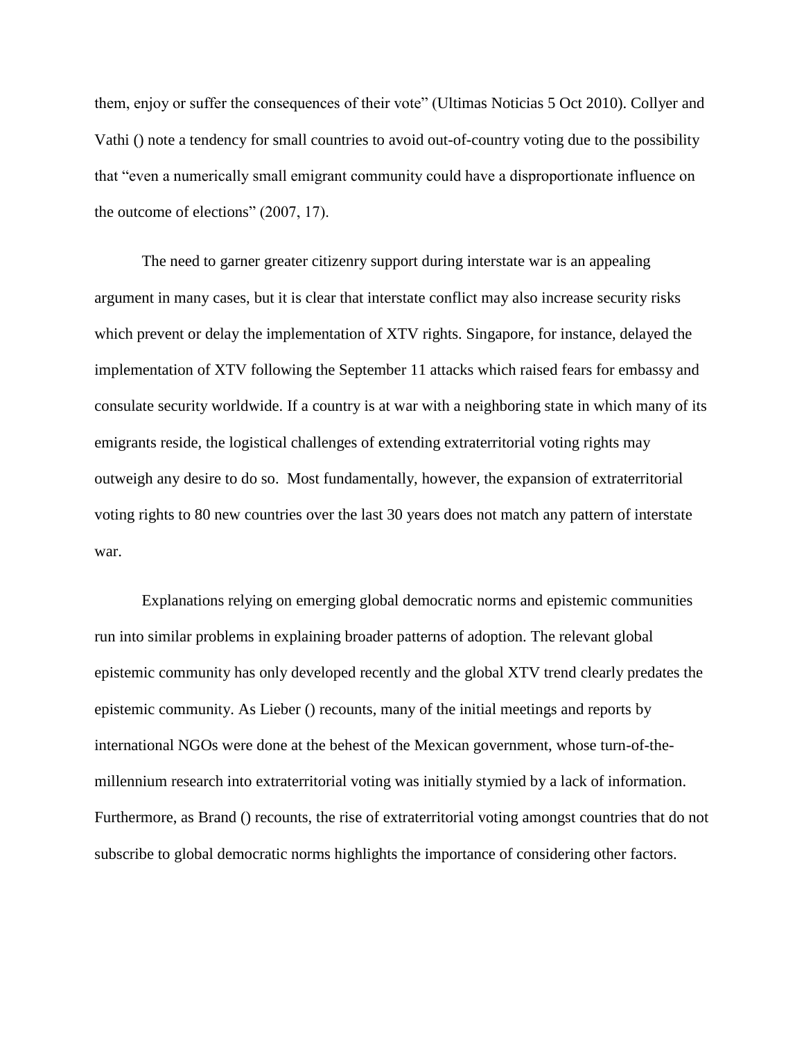them, enjoy or suffer the consequences of their vote" (Ultimas Noticias 5 Oct 2010). Collyer and Vathi () note a tendency for small countries to avoid out-of-country voting due to the possibility that "even a numerically small emigrant community could have a disproportionate influence on the outcome of elections" (2007, 17).

The need to garner greater citizenry support during interstate war is an appealing argument in many cases, but it is clear that interstate conflict may also increase security risks which prevent or delay the implementation of XTV rights. Singapore, for instance, delayed the implementation of XTV following the September 11 attacks which raised fears for embassy and consulate security worldwide. If a country is at war with a neighboring state in which many of its emigrants reside, the logistical challenges of extending extraterritorial voting rights may outweigh any desire to do so. Most fundamentally, however, the expansion of extraterritorial voting rights to 80 new countries over the last 30 years does not match any pattern of interstate war.

Explanations relying on emerging global democratic norms and epistemic communities run into similar problems in explaining broader patterns of adoption. The relevant global epistemic community has only developed recently and the global XTV trend clearly predates the epistemic community. As Lieber () recounts, many of the initial meetings and reports by international NGOs were done at the behest of the Mexican government, whose turn-of-the-millennium research into extraterritorial voting was initially stymied by a lack of information. Furthermore, as Brand () recounts, the rise of extraterritorial voting amongst countries that do not subscribe to global democratic norms highlights the importance of considering other factors.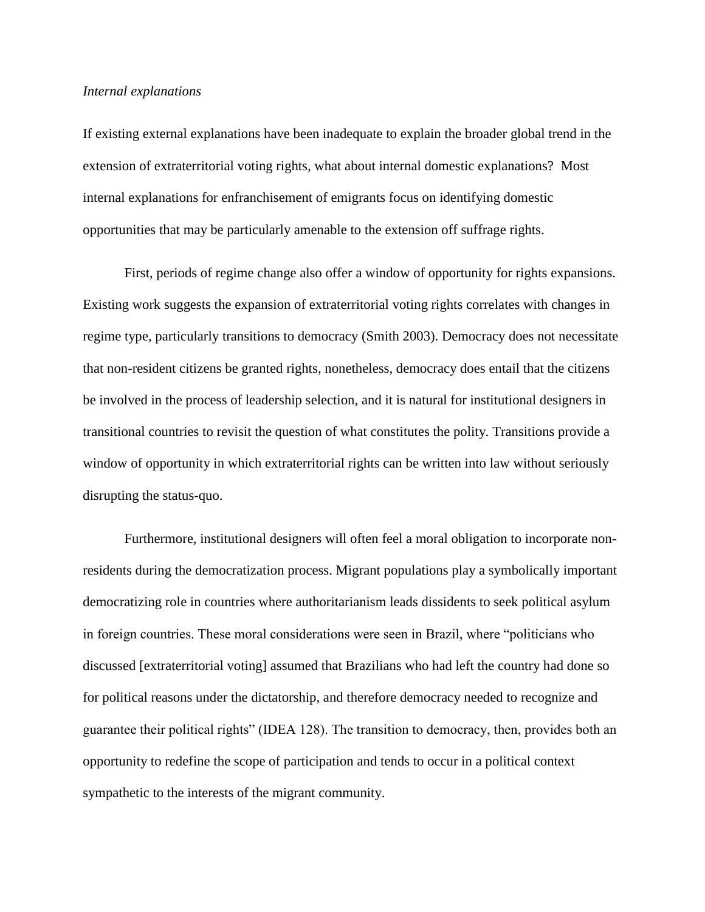*Internal explanations*

If existing external explanations have been inadequate to explain the broader global trend in the extension of extraterritorial voting rights, what about internal domestic explanations? Most internal explanations for enfranchisement of emigrants focus on identifying domestic opportunities that may be particularly amenable to the extension off suffrage rights.

First, periods of regime change also offer a window of opportunity for rights expansions. Existing work suggests the expansion of extraterritorial voting rights correlates with changes in regime type, particularly transitions to democracy (Smith 2003). Democracy does not necessitate that non-resident citizens be granted rights, nonetheless, democracy does entail that the citizens be involved in the process of leadership selection, and it is natural for institutional designers in transitional countries to revisit the question of what constitutes the polity. Transitions provide a window of opportunity in which extraterritorial rights can be written into law without seriously disrupting the status-quo.

Furthermore, institutional designers will often feel a moral obligation to incorporate non-residents during the democratization process. Migrant populations play a symbolically important democratizing role in countries where authoritarianism leads dissidents to seek political asylum in foreign countries. These moral considerations were seen in Brazil, where "politicians who discussed [extraterritorial voting] assumed that Brazilians who had left the country had done so for political reasons under the dictatorship, and therefore democracy needed to recognize and guarantee their political rights" (IDEA 128). The transition to democracy, then, provides both an opportunity to redefine the scope of participation and tends to occur in a political context sympathetic to the interests of the migrant community.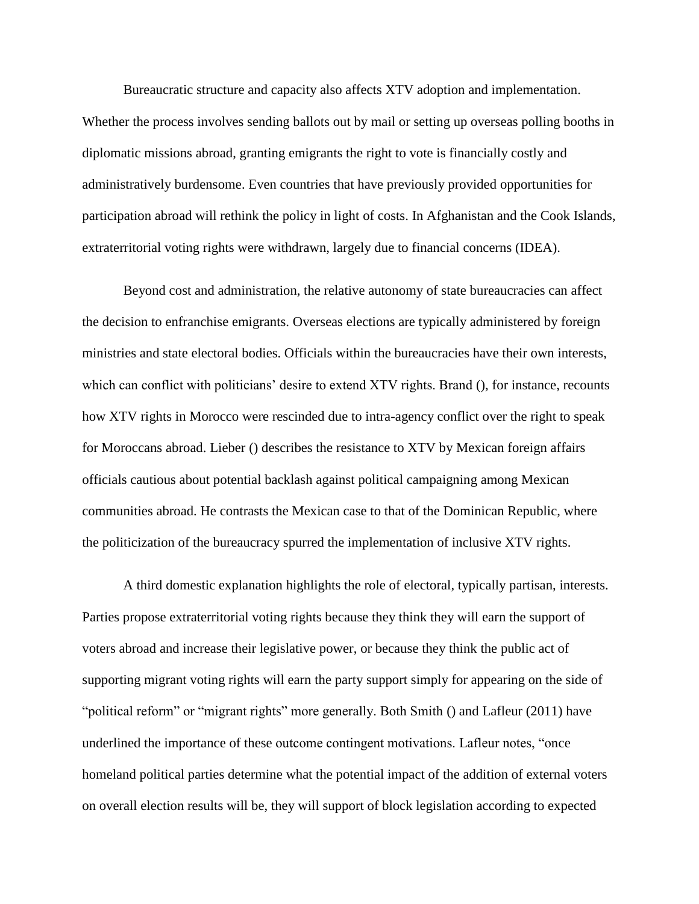Bureaucratic structure and capacity also affects XTV adoption and implementation. Whether the process involves sending ballots out by mail or setting up overseas polling booths in diplomatic missions abroad, granting emigrants the right to vote is financially costly and administratively burdensome. Even countries that have previously provided opportunities for participation abroad will rethink the policy in light of costs. In Afghanistan and the Cook Islands, extraterritorial voting rights were withdrawn, largely due to financial concerns (IDEA).

Beyond cost and administration, the relative autonomy of state bureaucracies can affect the decision to enfranchise emigrants. Overseas elections are typically administered by foreign ministries and state electoral bodies. Officials within the bureaucracies have their own interests, which can conflict with politicians' desire to extend XTV rights. Brand (), for instance, recounts how XTV rights in Morocco were rescinded due to intra-agency conflict over the right to speak for Moroccans abroad. Lieber () describes the resistance to XTV by Mexican foreign affairs officials cautious about potential backlash against political campaigning among Mexican communities abroad. He contrasts the Mexican case to that of the Dominican Republic, where the politicization of the bureaucracy spurred the implementation of inclusive XTV rights.

A third domestic explanation highlights the role of electoral, typically partisan, interests. Parties propose extraterritorial voting rights because they think they will earn the support of voters abroad and increase their legislative power, or because they think the public act of supporting migrant voting rights will earn the party support simply for appearing on the side of "political reform" or "migrant rights" more generally. Both Smith () and Lafleur (2011) have underlined the importance of these outcome contingent motivations. Lafleur notes, "once homeland political parties determine what the potential impact of the addition of external voters on overall election results will be, they will support of block legislation according to expected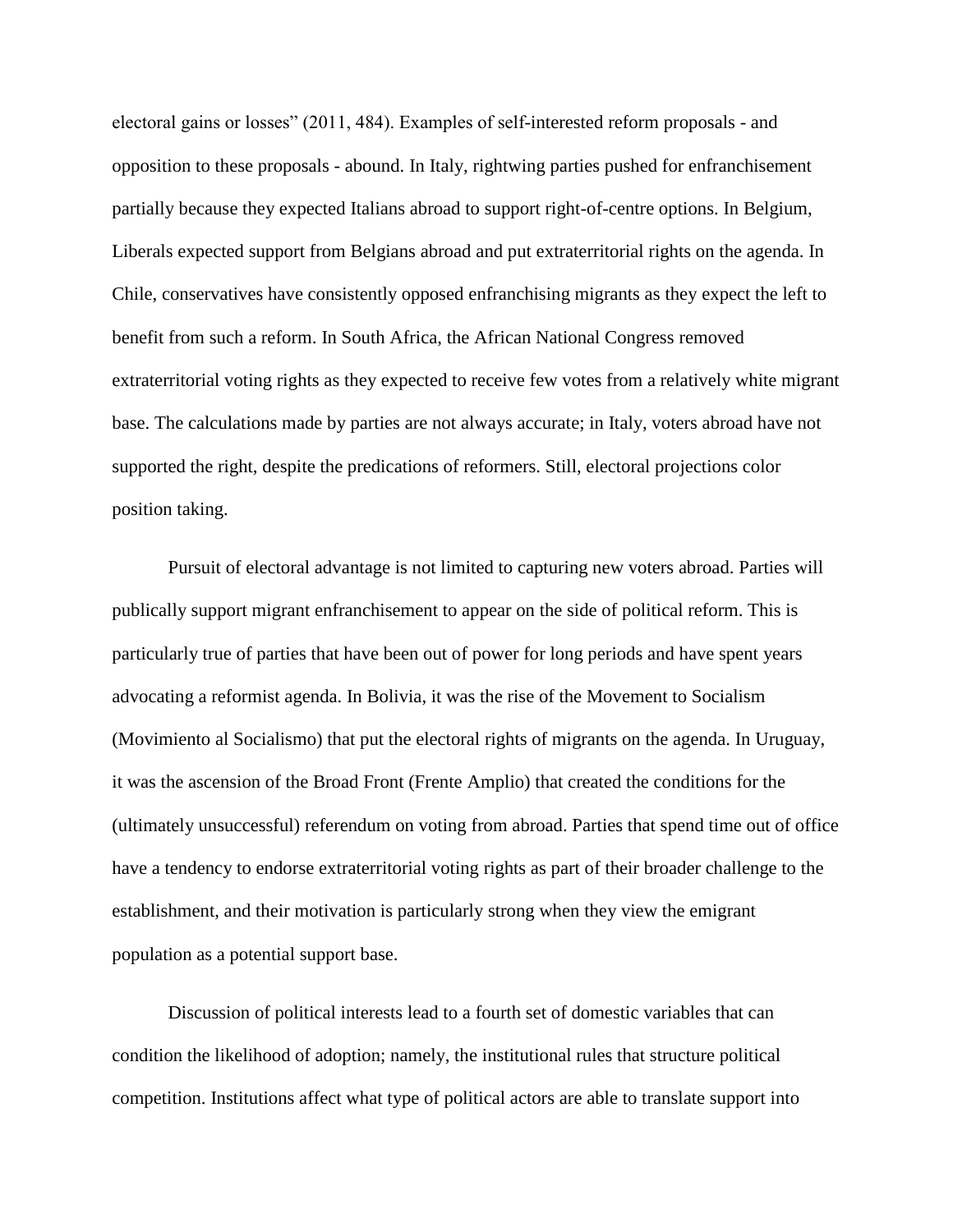electoral gains or losses" (2011, 484). Examples of self-interested reform proposals - and opposition to these proposals - abound. In Italy, rightwing parties pushed for enfranchisement partially because they expected Italians abroad to support right-of-centre options. In Belgium, Liberals expected support from Belgians abroad and put extraterritorial rights on the agenda. In Chile, conservatives have consistently opposed enfranchising migrants as they expect the left to benefit from such a reform. In South Africa, the African National Congress removed extraterritorial voting rights as they expected to receive few votes from a relatively white migrant base. The calculations made by parties are not always accurate; in Italy, voters abroad have not supported the right, despite the predications of reformers. Still, electoral projections color position taking.

Pursuit of electoral advantage is not limited to capturing new voters abroad. Parties will publically support migrant enfranchisement to appear on the side of political reform. This is particularly true of parties that have been out of power for long periods and have spent years advocating a reformist agenda. In Bolivia, it was the rise of the Movement to Socialism (Movimiento al Socialismo) that put the electoral rights of migrants on the agenda. In Uruguay, it was the ascension of the Broad Front (Frente Amplio) that created the conditions for the (ultimately unsuccessful) referendum on voting from abroad. Parties that spend time out of office have a tendency to endorse extraterritorial voting rights as part of their broader challenge to the establishment, and their motivation is particularly strong when they view the emigrant population as a potential support base.

Discussion of political interests lead to a fourth set of domestic variables that can condition the likelihood of adoption; namely, the institutional rules that structure political competition. Institutions affect what type of political actors are able to translate support into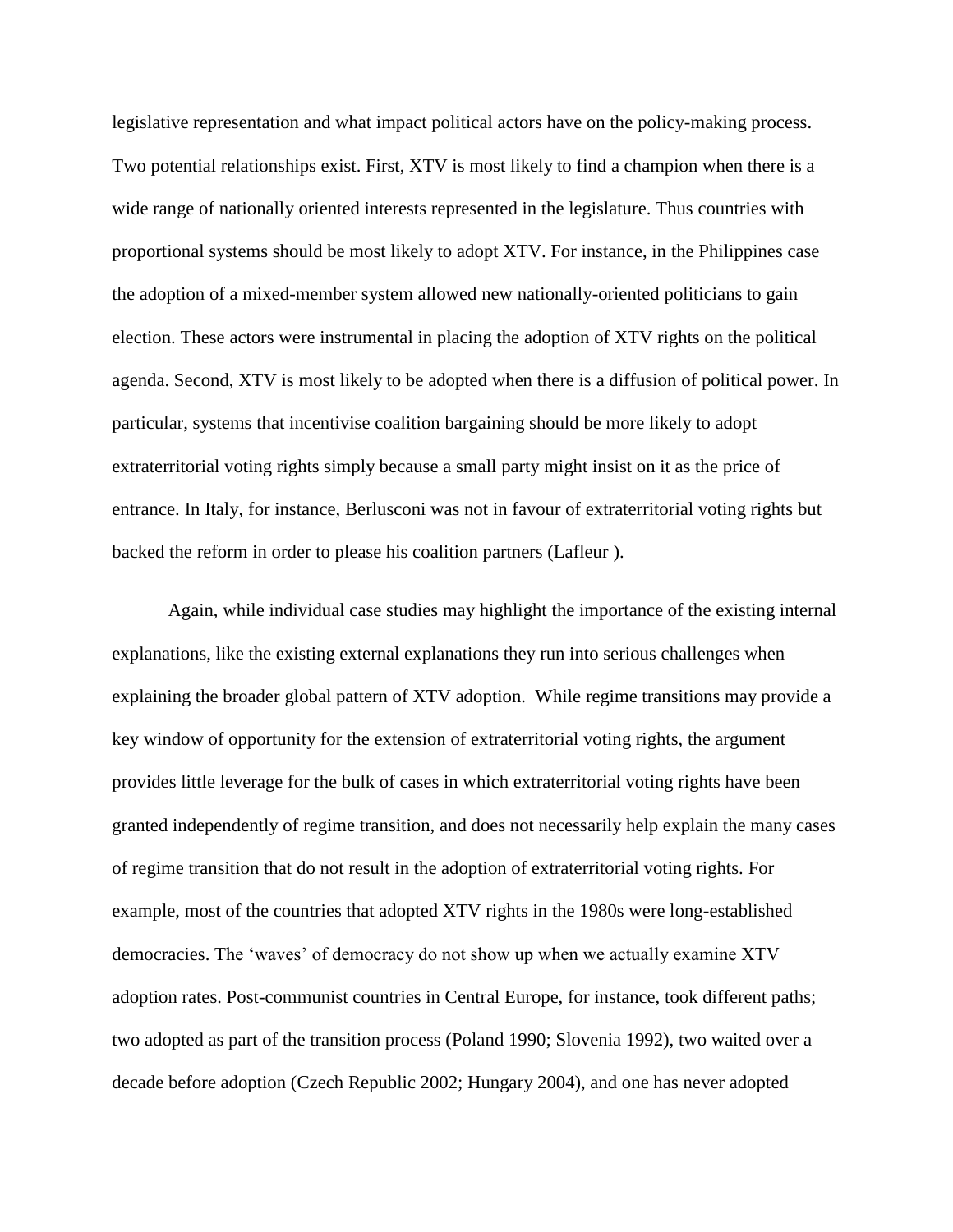legislative representation and what impact political actors have on the policy-making process. Two potential relationships exist. First, XTV is most likely to find a champion when there is a wide range of nationally oriented interests represented in the legislature. Thus countries with proportional systems should be most likely to adopt XTV. For instance, in the Philippines case the adoption of a mixed-member system allowed new nationally-oriented politicians to gain election. These actors were instrumental in placing the adoption of XTV rights on the political agenda. Second, XTV is most likely to be adopted when there is a diffusion of political power. In particular, systems that incentivise coalition bargaining should be more likely to adopt extraterritorial voting rights simply because a small party might insist on it as the price of entrance. In Italy, for instance, Berlusconi was not in favour of extraterritorial voting rights but backed the reform in order to please his coalition partners (Lafleur ).

Again, while individual case studies may highlight the importance of the existing internal explanations, like the existing external explanations they run into serious challenges when explaining the broader global pattern of XTV adoption. While regime transitions may provide a key window of opportunity for the extension of extraterritorial voting rights, the argument provides little leverage for the bulk of cases in which extraterritorial voting rights have been granted independently of regime transition, and does not necessarily help explain the many cases of regime transition that do not result in the adoption of extraterritorial voting rights. For example, most of the countries that adopted XTV rights in the 1980s were long-established democracies. The 'waves' of democracy do not show up when we actually examine XTV adoption rates. Post-communist countries in Central Europe, for instance, took different paths; two adopted as part of the transition process (Poland 1990; Slovenia 1992), two waited over a decade before adoption (Czech Republic 2002; Hungary 2004), and one has never adopted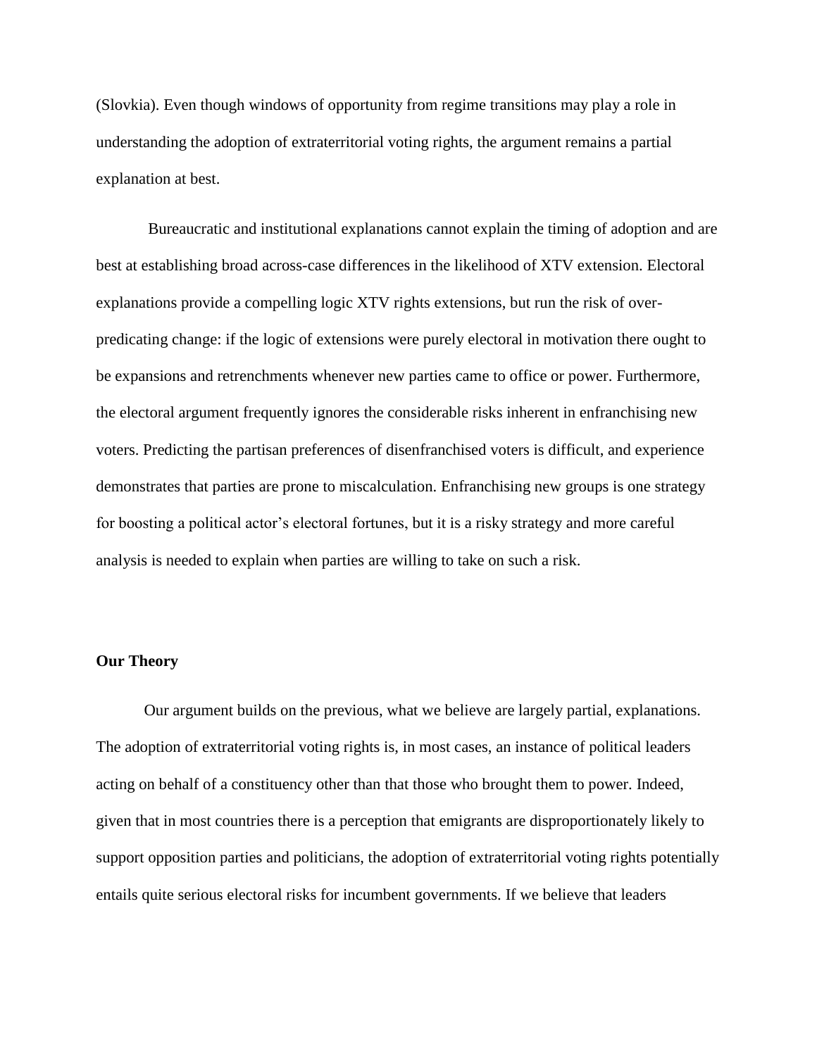(Slovkia). Even though windows of opportunity from regime transitions may play a role in understanding the adoption of extraterritorial voting rights, the argument remains a partial explanation at best.

Bureaucratic and institutional explanations cannot explain the timing of adoption and are best at establishing broad across-case differences in the likelihood of XTV extension. Electoral explanations provide a compelling logic XTV rights extensions, but run the risk of over-predicating change: if the logic of extensions were purely electoral in motivation there ought to be expansions and retrenchments whenever new parties came to office or power. Furthermore, the electoral argument frequently ignores the considerable risks inherent in enfranchising new voters. Predicting the partisan preferences of disenfranchised voters is difficult, and experience demonstrates that parties are prone to miscalculation. Enfranchising new groups is one strategy for boosting a political actor's electoral fortunes, but it is a risky strategy and more careful analysis is needed to explain when parties are willing to take on such a risk.

**Our Theory**

Our argument builds on the previous, what we believe are largely partial, explanations. The adoption of extraterritorial voting rights is, in most cases, an instance of political leaders acting on behalf of a constituency other than that those who brought them to power. Indeed, given that in most countries there is a perception that emigrants are disproportionately likely to support opposition parties and politicians, the adoption of extraterritorial voting rights potentially entails quite serious electoral risks for incumbent governments. If we believe that leaders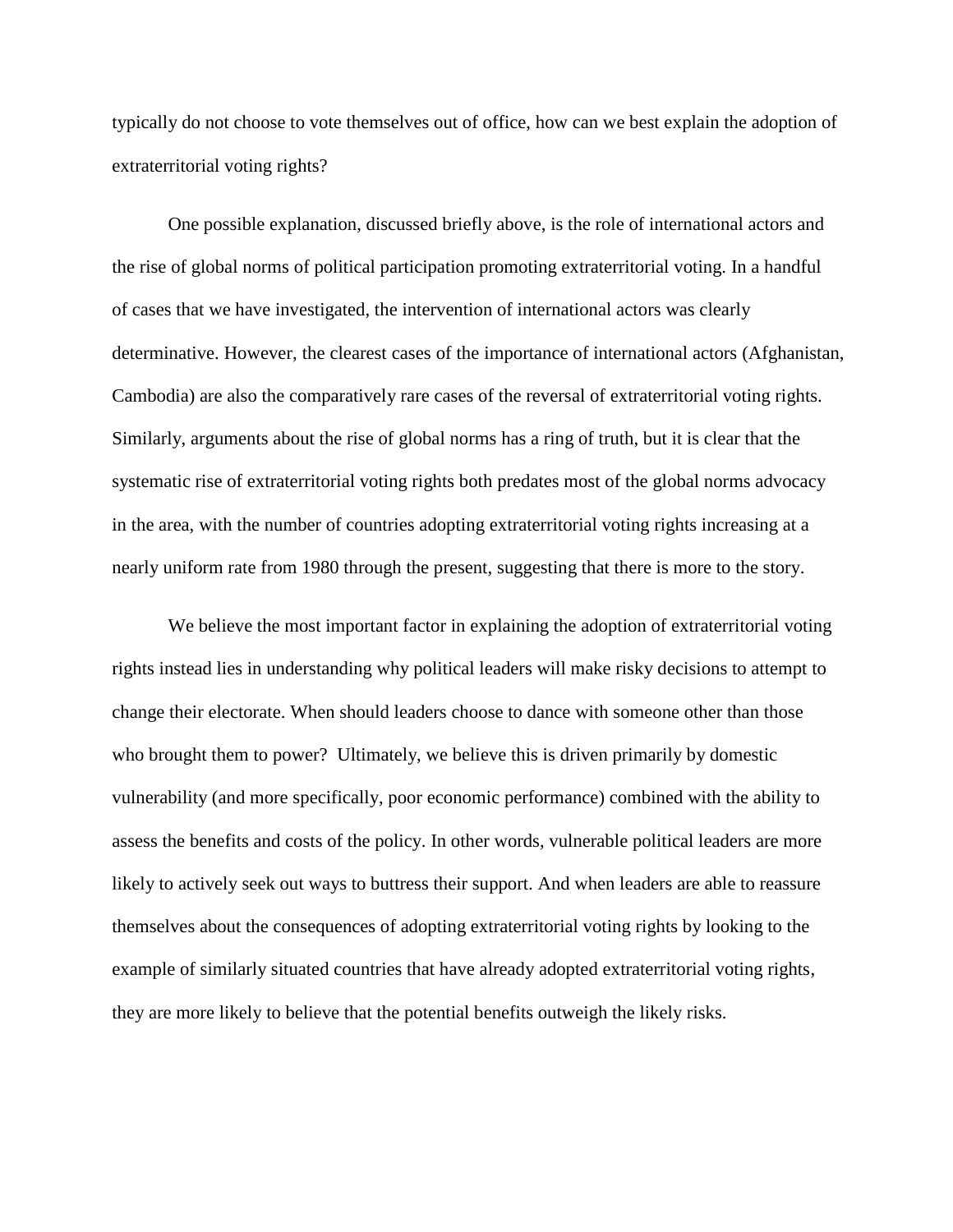typically do not choose to vote themselves out of office, how can we best explain the adoption of extraterritorial voting rights?

One possible explanation, discussed briefly above, is the role of international actors and the rise of global norms of political participation promoting extraterritorial voting. In a handful of cases that we have investigated, the intervention of international actors was clearly determinative. However, the clearest cases of the importance of international actors (Afghanistan, Cambodia) are also the comparatively rare cases of the reversal of extraterritorial voting rights. Similarly, arguments about the rise of global norms has a ring of truth, but it is clear that the systematic rise of extraterritorial voting rights both predates most of the global norms advocacy in the area, with the number of countries adopting extraterritorial voting rights increasing at a nearly uniform rate from 1980 through the present, suggesting that there is more to the story.

We believe the most important factor in explaining the adoption of extraterritorial voting rights instead lies in understanding why political leaders will make risky decisions to attempt to change their electorate. When should leaders choose to dance with someone other than those who brought them to power? Ultimately, we believe this is driven primarily by domestic vulnerability (and more specifically, poor economic performance) combined with the ability to assess the benefits and costs of the policy. In other words, vulnerable political leaders are more likely to actively seek out ways to buttress their support. And when leaders are able to reassure themselves about the consequences of adopting extraterritorial voting rights by looking to the example of similarly situated countries that have already adopted extraterritorial voting rights, they are more likely to believe that the potential benefits outweigh the likely risks.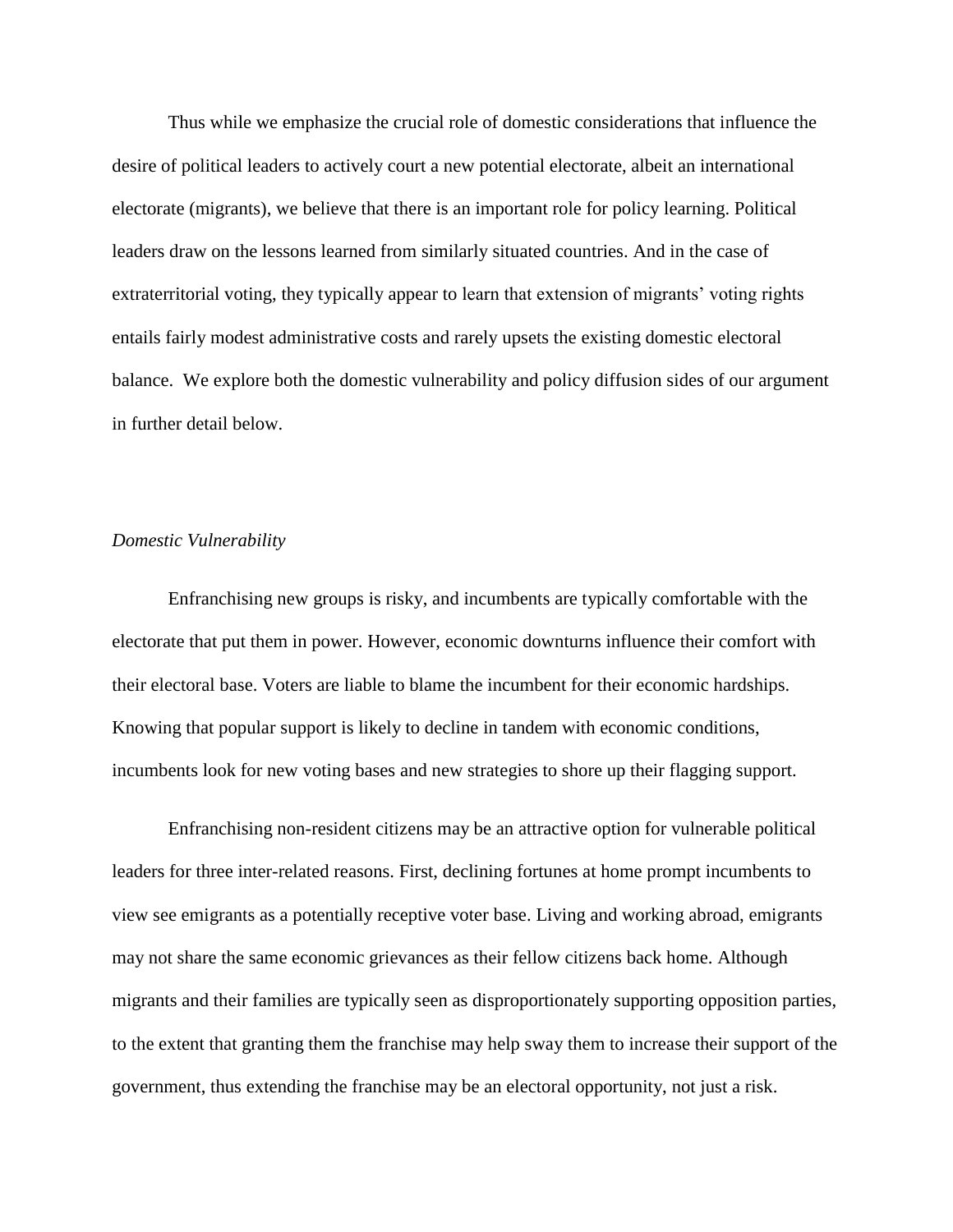Thus while we emphasize the crucial role of domestic considerations that influence the desire of political leaders to actively court a new potential electorate, albeit an international electorate (migrants), we believe that there is an important role for policy learning. Political leaders draw on the lessons learned from similarly situated countries. And in the case of extraterritorial voting, they typically appear to learn that extension of migrants' voting rights entails fairly modest administrative costs and rarely upsets the existing domestic electoral balance. We explore both the domestic vulnerability and policy diffusion sides of our argument in further detail below.

*Domestic Vulnerability*

Enfranchising new groups is risky, and incumbents are typically comfortable with the electorate that put them in power. However, economic downturns influence their comfort with their electoral base. Voters are liable to blame the incumbent for their economic hardships. Knowing that popular support is likely to decline in tandem with economic conditions, incumbents look for new voting bases and new strategies to shore up their flagging support.

Enfranchising non-resident citizens may be an attractive option for vulnerable political leaders for three inter-related reasons. First, declining fortunes at home prompt incumbents to view see emigrants as a potentially receptive voter base. Living and working abroad, emigrants may not share the same economic grievances as their fellow citizens back home. Although migrants and their families are typically seen as disproportionately supporting opposition parties, to the extent that granting them the franchise may help sway them to increase their support of the government, thus extending the franchise may be an electoral opportunity, not just a risk.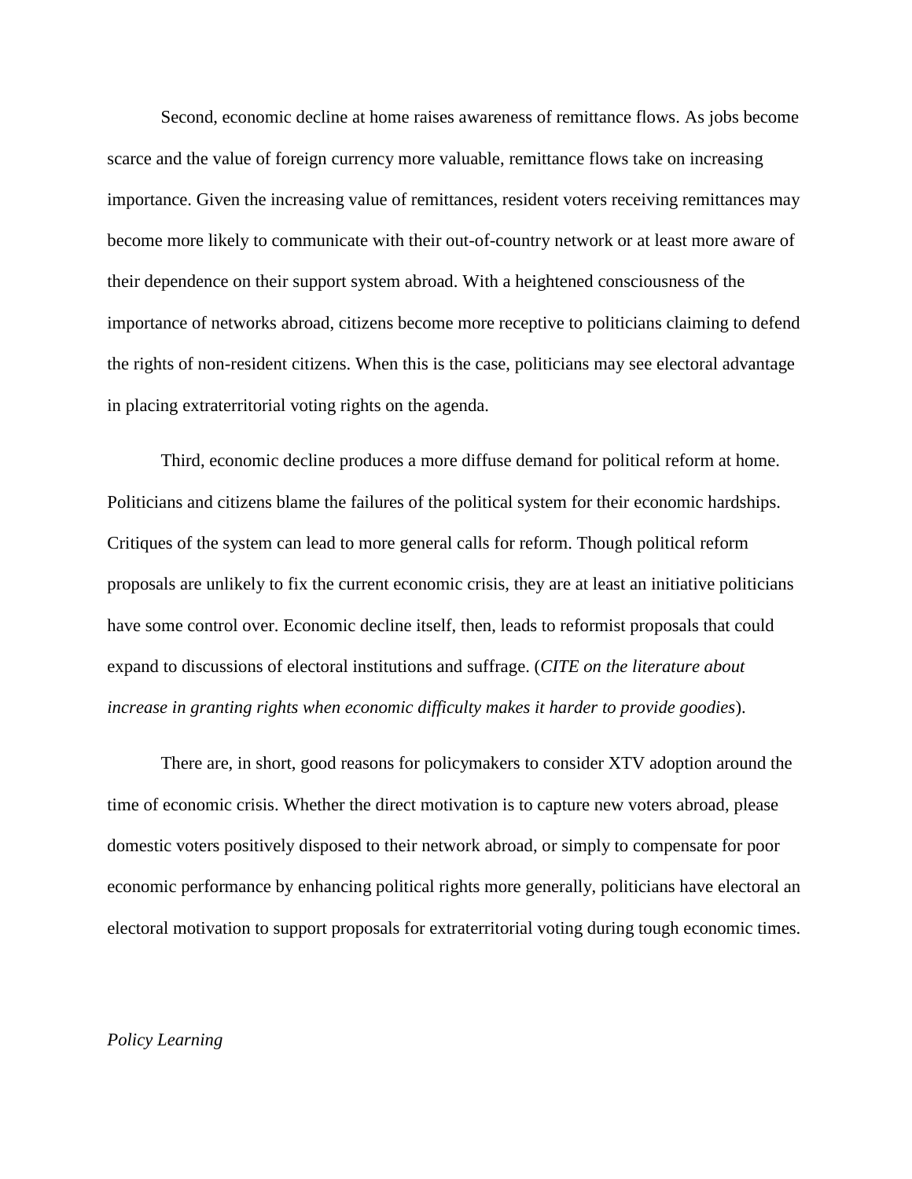Second, economic decline at home raises awareness of remittance flows. As jobs become scarce and the value of foreign currency more valuable, remittance flows take on increasing importance. Given the increasing value of remittances, resident voters receiving remittances may become more likely to communicate with their out-of-country network or at least more aware of their dependence on their support system abroad. With a heightened consciousness of the importance of networks abroad, citizens become more receptive to politicians claiming to defend the rights of non-resident citizens. When this is the case, politicians may see electoral advantage in placing extraterritorial voting rights on the agenda.

Third, economic decline produces a more diffuse demand for political reform at home. Politicians and citizens blame the failures of the political system for their economic hardships. Critiques of the system can lead to more general calls for reform. Though political reform proposals are unlikely to fix the current economic crisis, they are at least an initiative politicians have some control over. Economic decline itself, then, leads to reformist proposals that could expand to discussions of electoral institutions and suffrage. (*CITE on the literature about increase in granting rights when economic difficulty makes it harder to provide goodies*).

There are, in short, good reasons for policymakers to consider XTV adoption around the time of economic crisis. Whether the direct motivation is to capture new voters abroad, please domestic voters positively disposed to their network abroad, or simply to compensate for poor economic performance by enhancing political rights more generally, politicians have electoral an electoral motivation to support proposals for extraterritorial voting during tough economic times.

*Policy Learning*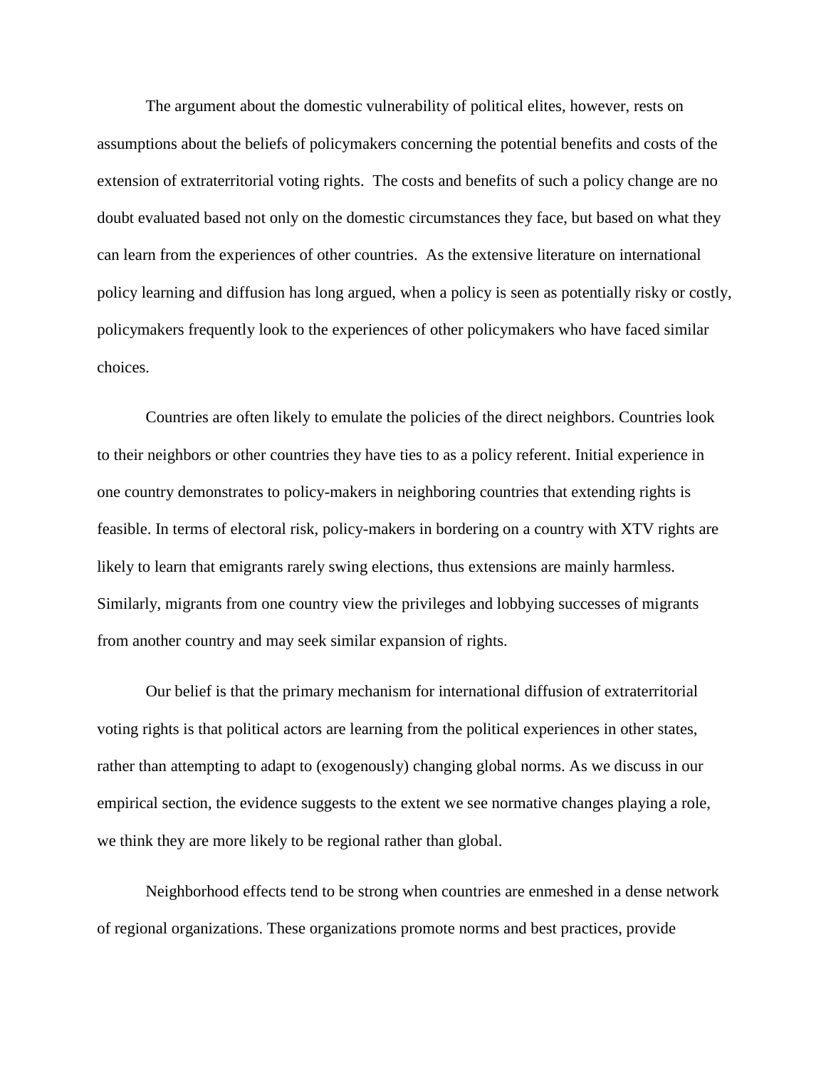The argument about the domestic vulnerability of political elites, however, rests on assumptions about the beliefs of policymakers concerning the potential benefits and costs of the extension of extraterritorial voting rights. The costs and benefits of such a policy change are no doubt evaluated based not only on the domestic circumstances they face, but based on what they can learn from the experiences of other countries. As the extensive literature on international policy learning and diffusion has long argued, when a policy is seen as potentially risky or costly, policymakers frequently look to the experiences of other policymakers who have faced similar choices.

Countries are often likely to emulate the policies of the direct neighbors. Countries look to their neighbors or other countries they have ties to as a policy referent. Initial experience in one country demonstrates to policy-makers in neighboring countries that extending rights is feasible. In terms of electoral risk, policy-makers in bordering on a country with XTV rights are likely to learn that emigrants rarely swing elections, thus extensions are mainly harmless. Similarly, migrants from one country view the privileges and lobbying successes of migrants from another country and may seek similar expansion of rights.

Our belief is that the primary mechanism for international diffusion of extraterritorial voting rights is that political actors are learning from the political experiences in other states, rather than attempting to adapt to (exogenously) changing global norms. As we discuss in our empirical section, the evidence suggests to the extent we see normative changes playing a role, we think they are more likely to be regional rather than global.

Neighborhood effects tend to be strong when countries are enmeshed in a dense network of regional organizations. These organizations promote norms and best practices, provide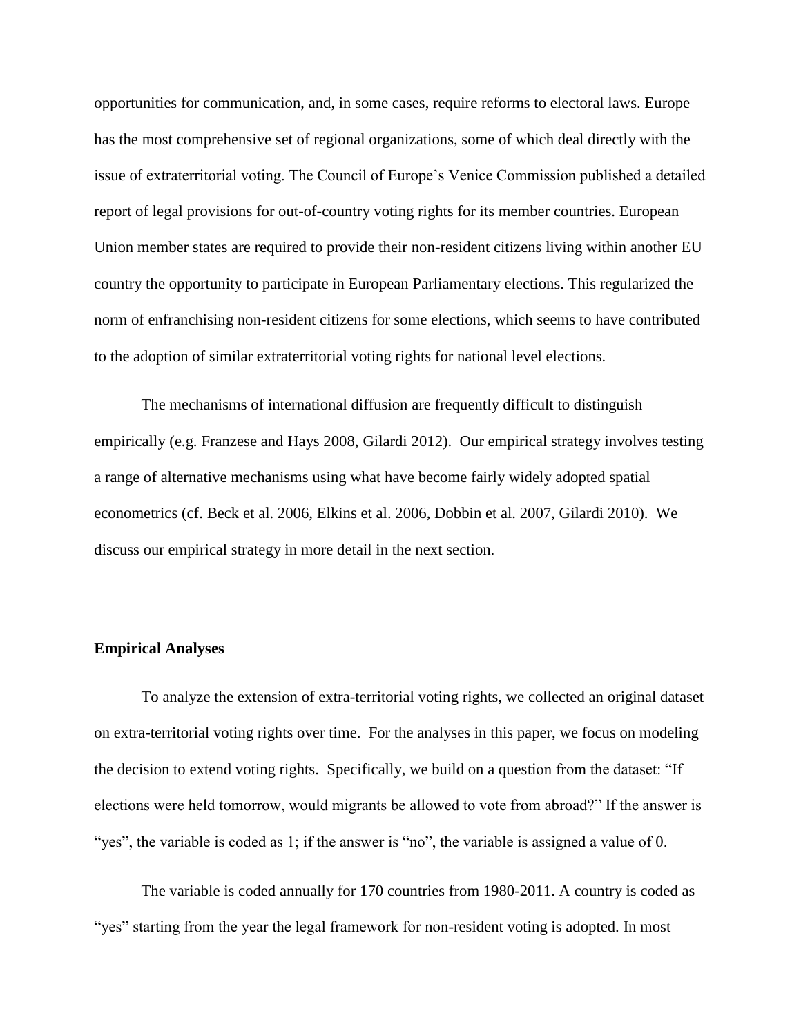opportunities for communication, and, in some cases, require reforms to electoral laws. Europe has the most comprehensive set of regional organizations, some of which deal directly with the issue of extraterritorial voting. The Council of Europe's Venice Commission published a detailed report of legal provisions for out-of-country voting rights for its member countries. European Union member states are required to provide their non-resident citizens living within another EU country the opportunity to participate in European Parliamentary elections. This regularized the norm of enfranchising non-resident citizens for some elections, which seems to have contributed to the adoption of similar extraterritorial voting rights for national level elections.

The mechanisms of international diffusion are frequently difficult to distinguish empirically (e.g. Franzese and Hays 2008, Gilardi 2012). Our empirical strategy involves testing a range of alternative mechanisms using what have become fairly widely adopted spatial econometrics (cf. Beck et al. 2006, Elkins et al. 2006, Dobbin et al. 2007, Gilardi 2010). We discuss our empirical strategy in more detail in the next section.

**Empirical Analyses**

To analyze the extension of extra-territorial voting rights, we collected an original dataset on extra-territorial voting rights over time. For the analyses in this paper, we focus on modeling the decision to extend voting rights. Specifically, we build on a question from the dataset: "If elections were held tomorrow, would migrants be allowed to vote from abroad?" If the answer is "yes", the variable is coded as 1; if the answer is "no", the variable is assigned a value of 0.

The variable is coded annually for 170 countries from 1980-2011. A country is coded as "yes" starting from the year the legal framework for non-resident voting is adopted. In most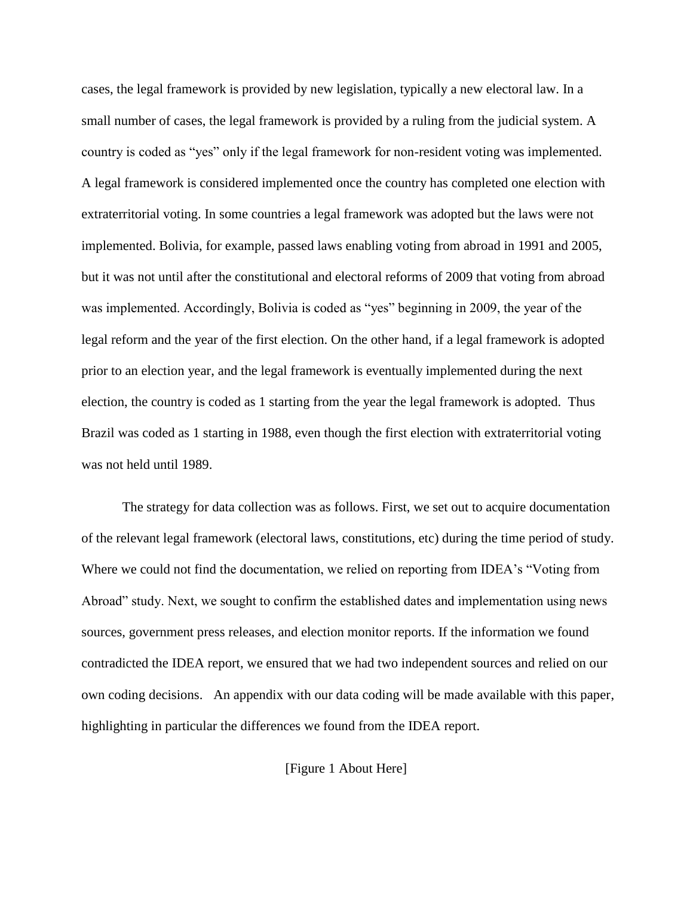cases, the legal framework is provided by new legislation, typically a new electoral law. In a small number of cases, the legal framework is provided by a ruling from the judicial system. A country is coded as "yes" only if the legal framework for non-resident voting was implemented. A legal framework is considered implemented once the country has completed one election with extraterritorial voting. In some countries a legal framework was adopted but the laws were not implemented. Bolivia, for example, passed laws enabling voting from abroad in 1991 and 2005, but it was not until after the constitutional and electoral reforms of 2009 that voting from abroad was implemented. Accordingly, Bolivia is coded as "yes" beginning in 2009, the year of the legal reform and the year of the first election. On the other hand, if a legal framework is adopted prior to an election year, and the legal framework is eventually implemented during the next election, the country is coded as 1 starting from the year the legal framework is adopted. Thus Brazil was coded as 1 starting in 1988, even though the first election with extraterritorial voting was not held until 1989.

The strategy for data collection was as follows. First, we set out to acquire documentation of the relevant legal framework (electoral laws, constitutions, etc) during the time period of study. Where we could not find the documentation, we relied on reporting from IDEA's "Voting from Abroad" study. Next, we sought to confirm the established dates and implementation using news sources, government press releases, and election monitor reports. If the information we found contradicted the IDEA report, we ensured that we had two independent sources and relied on our own coding decisions. An appendix with our data coding will be made available with this paper, highlighting in particular the differences we found from the IDEA report.

[Figure 1 About Here]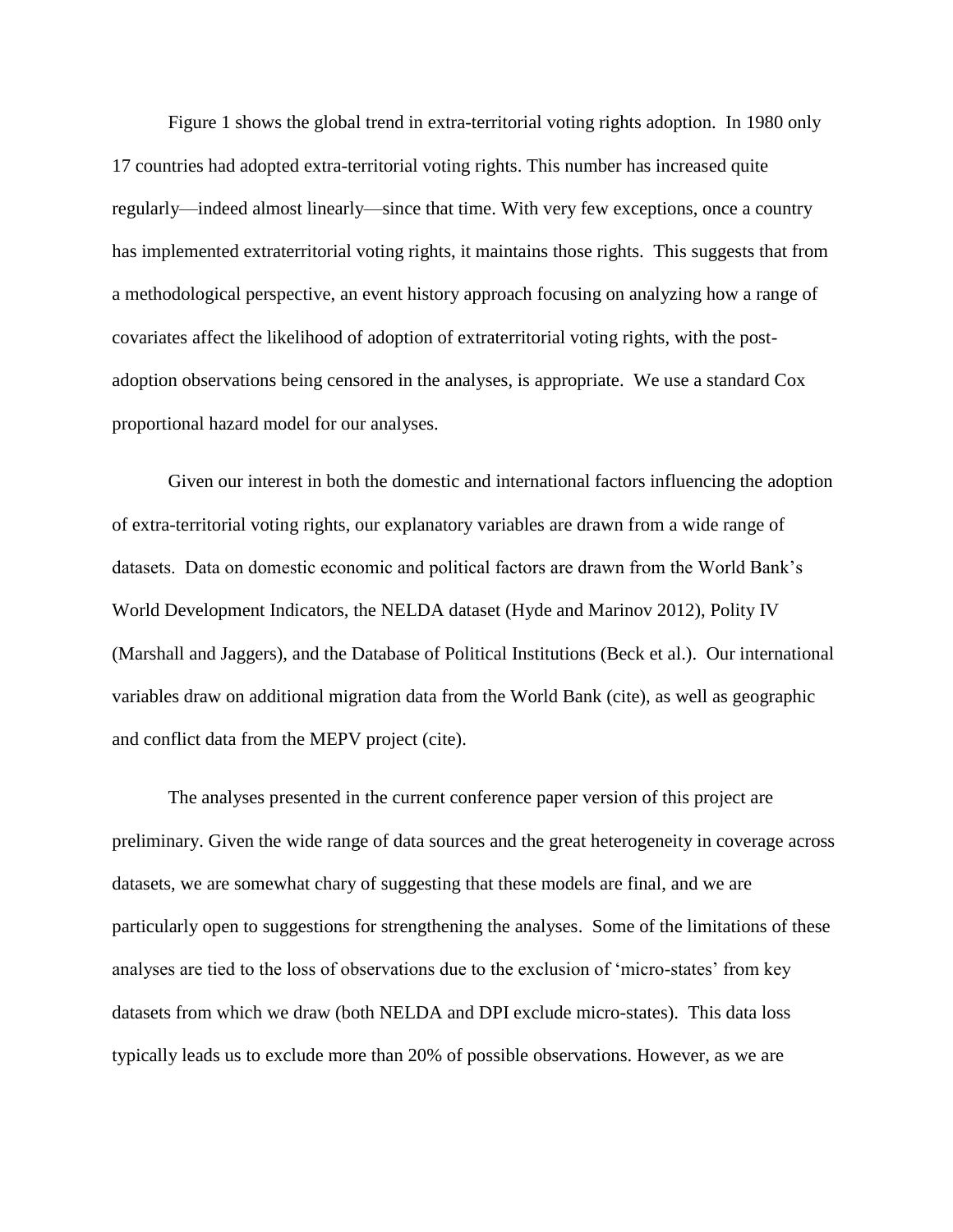Figure 1 shows the global trend in extra-territorial voting rights adoption. In 1980 only 17 countries had adopted extra-territorial voting rights. This number has increased quite regularly—indeed almost linearly—since that time. With very few exceptions, once a country has implemented extraterritorial voting rights, it maintains those rights. This suggests that from a methodological perspective, an event history approach focusing on analyzing how a range of covariates affect the likelihood of adoption of extraterritorial voting rights, with the post-adoption observations being censored in the analyses, is appropriate. We use a standard Cox proportional hazard model for our analyses.

Given our interest in both the domestic and international factors influencing the adoption of extra-territorial voting rights, our explanatory variables are drawn from a wide range of datasets. Data on domestic economic and political factors are drawn from the World Bank's World Development Indicators, the NELDA dataset (Hyde and Marinov 2012), Polity IV (Marshall and Jaggers), and the Database of Political Institutions (Beck et al.). Our international variables draw on additional migration data from the World Bank (cite), as well as geographic and conflict data from the MEPV project (cite).

The analyses presented in the current conference paper version of this project are preliminary. Given the wide range of data sources and the great heterogeneity in coverage across datasets, we are somewhat chary of suggesting that these models are final, and we are particularly open to suggestions for strengthening the analyses. Some of the limitations of these analyses are tied to the loss of observations due to the exclusion of 'micro-states' from key datasets from which we draw (both NELDA and DPI exclude micro-states). This data loss typically leads us to exclude more than 20% of possible observations. However, as we are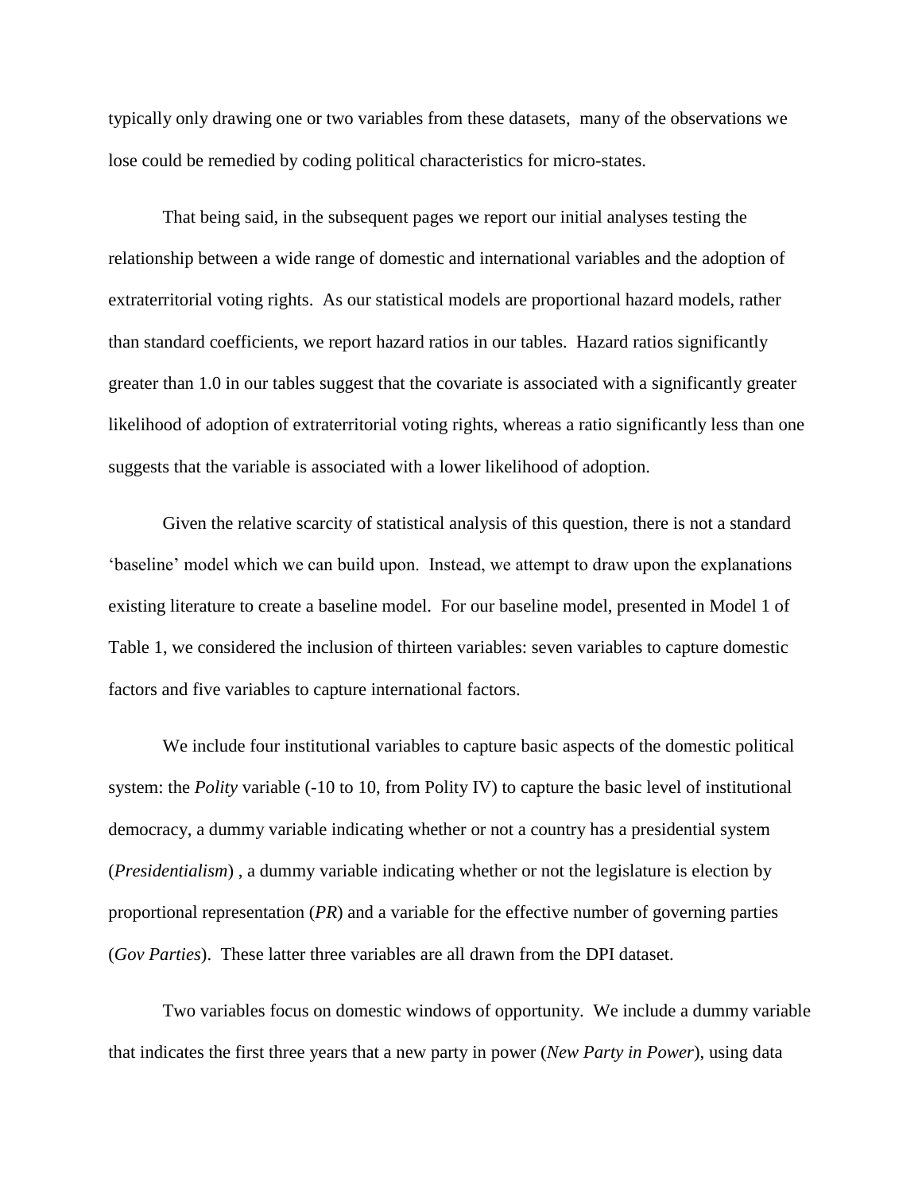typically only drawing one or two variables from these datasets,  many of the observations we lose could be remedied by coding political characteristics for micro-states.

That being said, in the subsequent pages we report our initial analyses testing the relationship between a wide range of domestic and international variables and the adoption of extraterritorial voting rights.  As our statistical models are proportional hazard models, rather than standard coefficients, we report hazard ratios in our tables.  Hazard ratios significantly greater than 1.0 in our tables suggest that the covariate is associated with a significantly greater likelihood of adoption of extraterritorial voting rights, whereas a ratio significantly less than one suggests that the variable is associated with a lower likelihood of adoption.

Given the relative scarcity of statistical analysis of this question, there is not a standard 'baseline' model which we can build upon.  Instead, we attempt to draw upon the explanations existing literature to create a baseline model.  For our baseline model, presented in Model 1 of Table 1, we considered the inclusion of thirteen variables: seven variables to capture domestic factors and five variables to capture international factors.

We include four institutional variables to capture basic aspects of the domestic political system: the *Polity* variable (-10 to 10, from Polity IV) to capture the basic level of institutional democracy, a dummy variable indicating whether or not a country has a presidential system (*Presidentialism*) , a dummy variable indicating whether or not the legislature is election by proportional representation (*PR*) and a variable for the effective number of governing parties (*Gov Parties*).  These latter three variables are all drawn from the DPI dataset.

Two variables focus on domestic windows of opportunity.  We include a dummy variable that indicates the first three years that a new party in power (*New Party in Power*), using data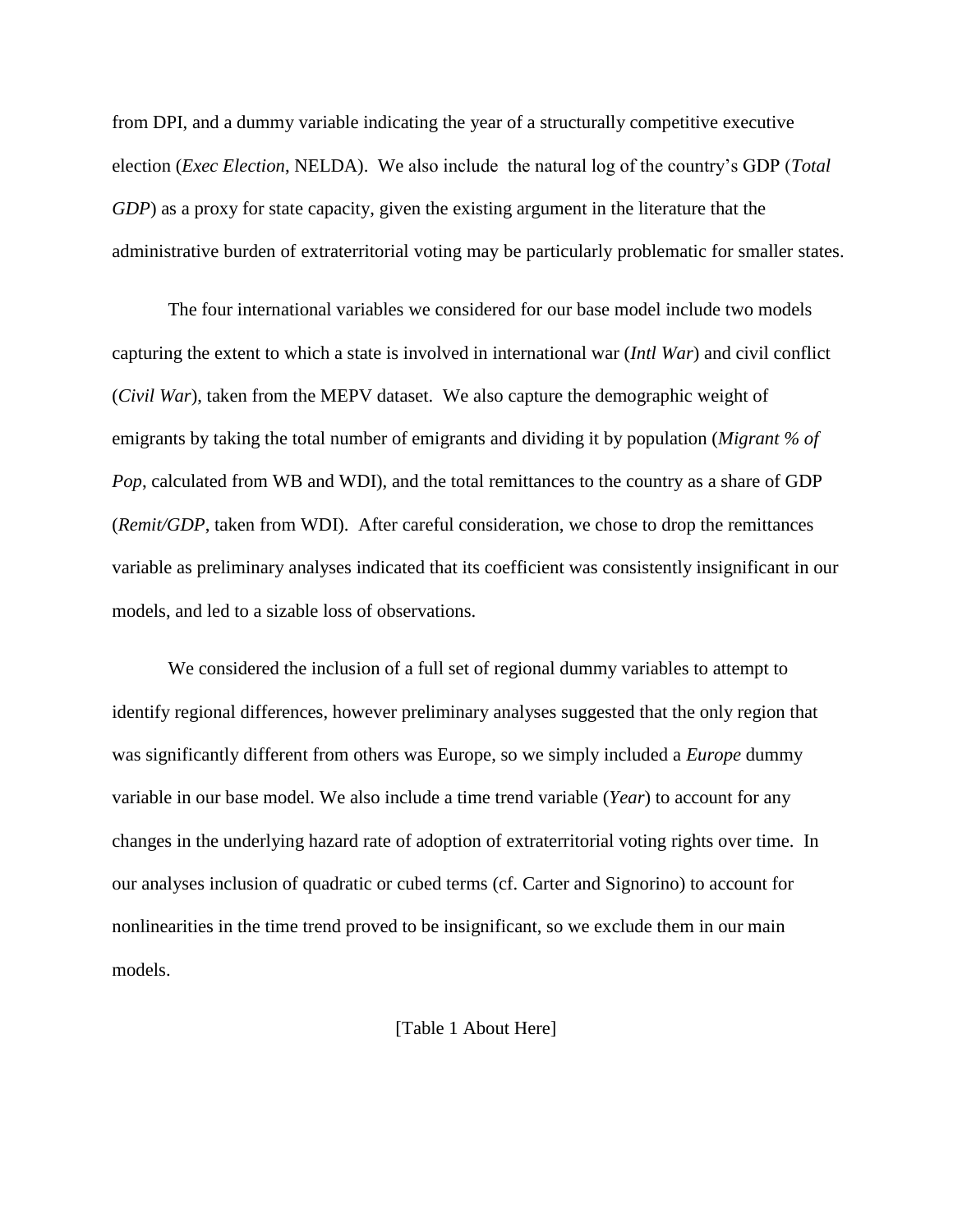from DPI, and a dummy variable indicating the year of a structurally competitive executive election (*Exec Election*, NELDA). We also include the natural log of the country's GDP (*Total GDP*) as a proxy for state capacity, given the existing argument in the literature that the administrative burden of extraterritorial voting may be particularly problematic for smaller states.

The four international variables we considered for our base model include two models capturing the extent to which a state is involved in international war (*Intl War*) and civil conflict (*Civil War*), taken from the MEPV dataset. We also capture the demographic weight of emigrants by taking the total number of emigrants and dividing it by population (*Migrant % of Pop*, calculated from WB and WDI), and the total remittances to the country as a share of GDP (*Remit/GDP*, taken from WDI). After careful consideration, we chose to drop the remittances variable as preliminary analyses indicated that its coefficient was consistently insignificant in our models, and led to a sizable loss of observations.

We considered the inclusion of a full set of regional dummy variables to attempt to identify regional differences, however preliminary analyses suggested that the only region that was significantly different from others was Europe, so we simply included a *Europe* dummy variable in our base model. We also include a time trend variable (*Year*) to account for any changes in the underlying hazard rate of adoption of extraterritorial voting rights over time. In our analyses inclusion of quadratic or cubed terms (cf. Carter and Signorino) to account for nonlinearities in the time trend proved to be insignificant, so we exclude them in our main models.

[Table 1 About Here]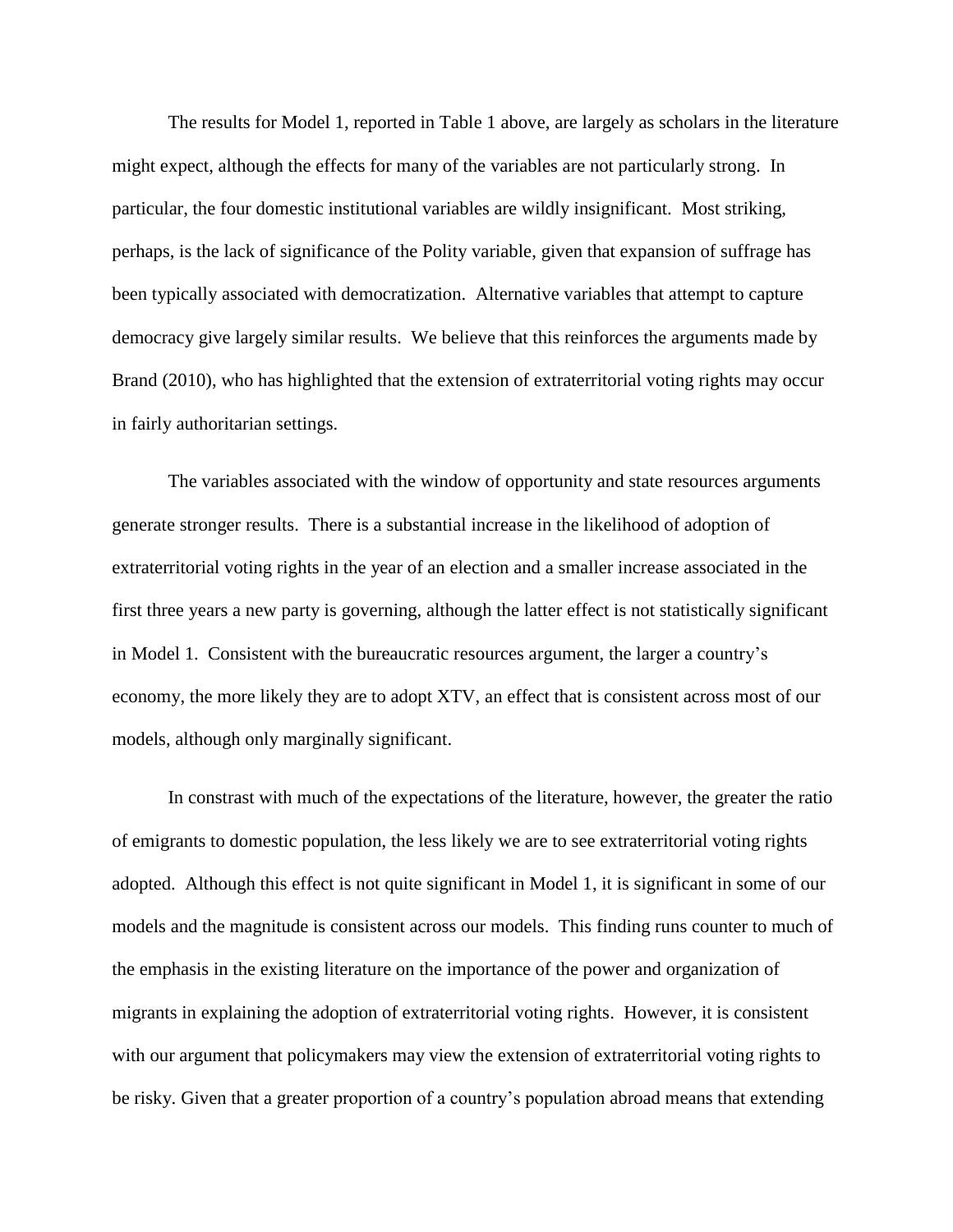The results for Model 1, reported in Table 1 above, are largely as scholars in the literature might expect, although the effects for many of the variables are not particularly strong. In particular, the four domestic institutional variables are wildly insignificant. Most striking, perhaps, is the lack of significance of the Polity variable, given that expansion of suffrage has been typically associated with democratization. Alternative variables that attempt to capture democracy give largely similar results. We believe that this reinforces the arguments made by Brand (2010), who has highlighted that the extension of extraterritorial voting rights may occur in fairly authoritarian settings.

The variables associated with the window of opportunity and state resources arguments generate stronger results. There is a substantial increase in the likelihood of adoption of extraterritorial voting rights in the year of an election and a smaller increase associated in the first three years a new party is governing, although the latter effect is not statistically significant in Model 1. Consistent with the bureaucratic resources argument, the larger a country's economy, the more likely they are to adopt XTV, an effect that is consistent across most of our models, although only marginally significant.

In constrast with much of the expectations of the literature, however, the greater the ratio of emigrants to domestic population, the less likely we are to see extraterritorial voting rights adopted. Although this effect is not quite significant in Model 1, it is significant in some of our models and the magnitude is consistent across our models. This finding runs counter to much of the emphasis in the existing literature on the importance of the power and organization of migrants in explaining the adoption of extraterritorial voting rights. However, it is consistent with our argument that policymakers may view the extension of extraterritorial voting rights to be risky. Given that a greater proportion of a country's population abroad means that extending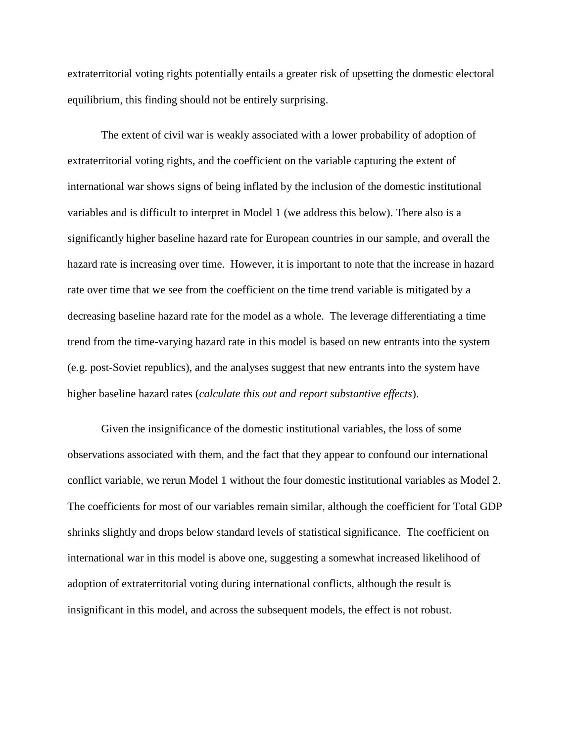extraterritorial voting rights potentially entails a greater risk of upsetting the domestic electoral equilibrium, this finding should not be entirely surprising.

The extent of civil war is weakly associated with a lower probability of adoption of extraterritorial voting rights, and the coefficient on the variable capturing the extent of international war shows signs of being inflated by the inclusion of the domestic institutional variables and is difficult to interpret in Model 1 (we address this below). There also is a significantly higher baseline hazard rate for European countries in our sample, and overall the hazard rate is increasing over time. However, it is important to note that the increase in hazard rate over time that we see from the coefficient on the time trend variable is mitigated by a decreasing baseline hazard rate for the model as a whole. The leverage differentiating a time trend from the time-varying hazard rate in this model is based on new entrants into the system (e.g. post-Soviet republics), and the analyses suggest that new entrants into the system have higher baseline hazard rates (*calculate this out and report substantive effects*).

Given the insignificance of the domestic institutional variables, the loss of some observations associated with them, and the fact that they appear to confound our international conflict variable, we rerun Model 1 without the four domestic institutional variables as Model 2. The coefficients for most of our variables remain similar, although the coefficient for Total GDP shrinks slightly and drops below standard levels of statistical significance. The coefficient on international war in this model is above one, suggesting a somewhat increased likelihood of adoption of extraterritorial voting during international conflicts, although the result is insignificant in this model, and across the subsequent models, the effect is not robust.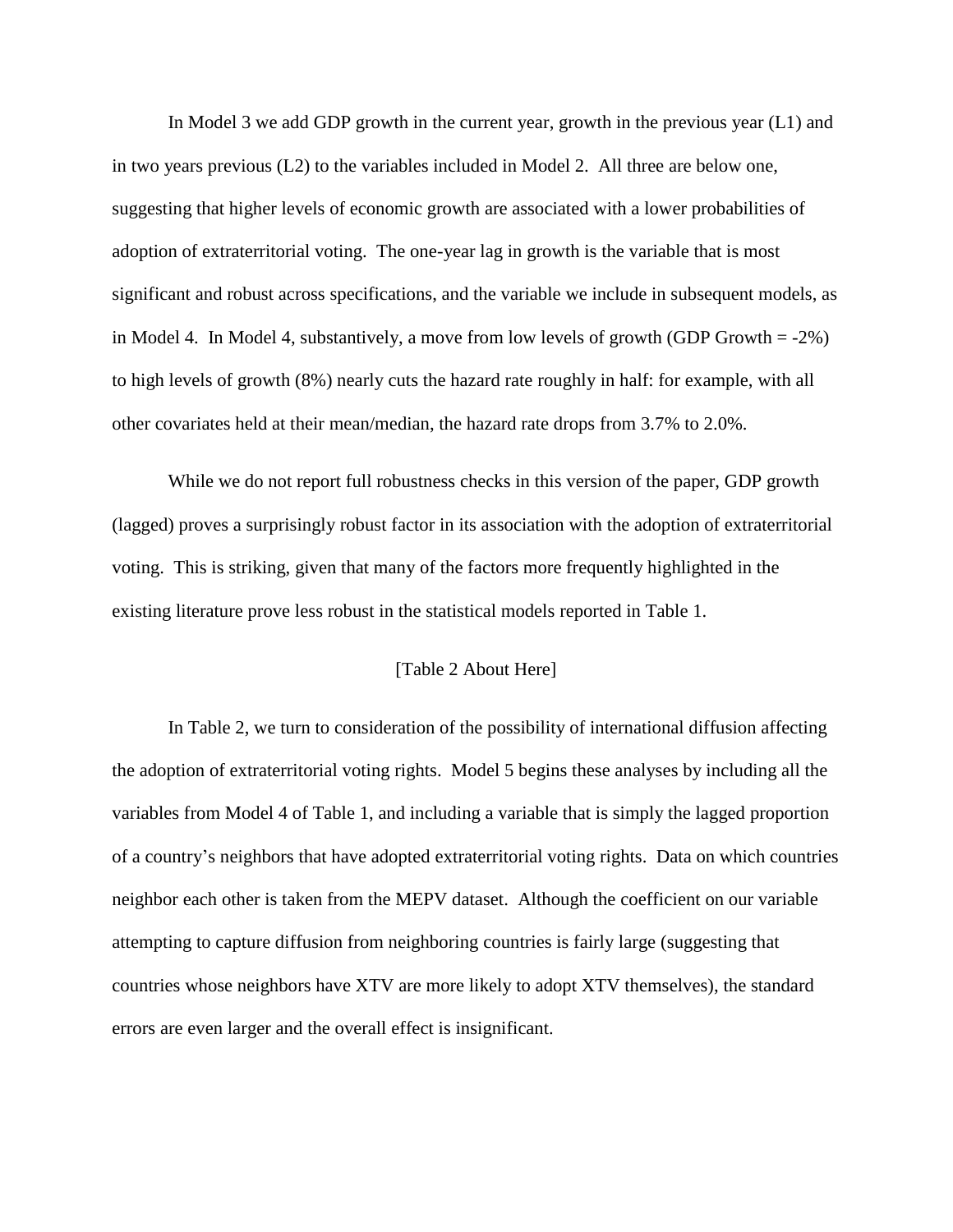In Model 3 we add GDP growth in the current year, growth in the previous year (L1) and in two years previous (L2) to the variables included in Model 2. All three are below one, suggesting that higher levels of economic growth are associated with a lower probabilities of adoption of extraterritorial voting. The one-year lag in growth is the variable that is most significant and robust across specifications, and the variable we include in subsequent models, as in Model 4. In Model 4, substantively, a move from low levels of growth (GDP Growth = -2%) to high levels of growth (8%) nearly cuts the hazard rate roughly in half: for example, with all other covariates held at their mean/median, the hazard rate drops from 3.7% to 2.0%.

While we do not report full robustness checks in this version of the paper, GDP growth (lagged) proves a surprisingly robust factor in its association with the adoption of extraterritorial voting. This is striking, given that many of the factors more frequently highlighted in the existing literature prove less robust in the statistical models reported in Table 1.

[Table 2 About Here]

In Table 2, we turn to consideration of the possibility of international diffusion affecting the adoption of extraterritorial voting rights. Model 5 begins these analyses by including all the variables from Model 4 of Table 1, and including a variable that is simply the lagged proportion of a country's neighbors that have adopted extraterritorial voting rights. Data on which countries neighbor each other is taken from the MEPV dataset. Although the coefficient on our variable attempting to capture diffusion from neighboring countries is fairly large (suggesting that countries whose neighbors have XTV are more likely to adopt XTV themselves), the standard errors are even larger and the overall effect is insignificant.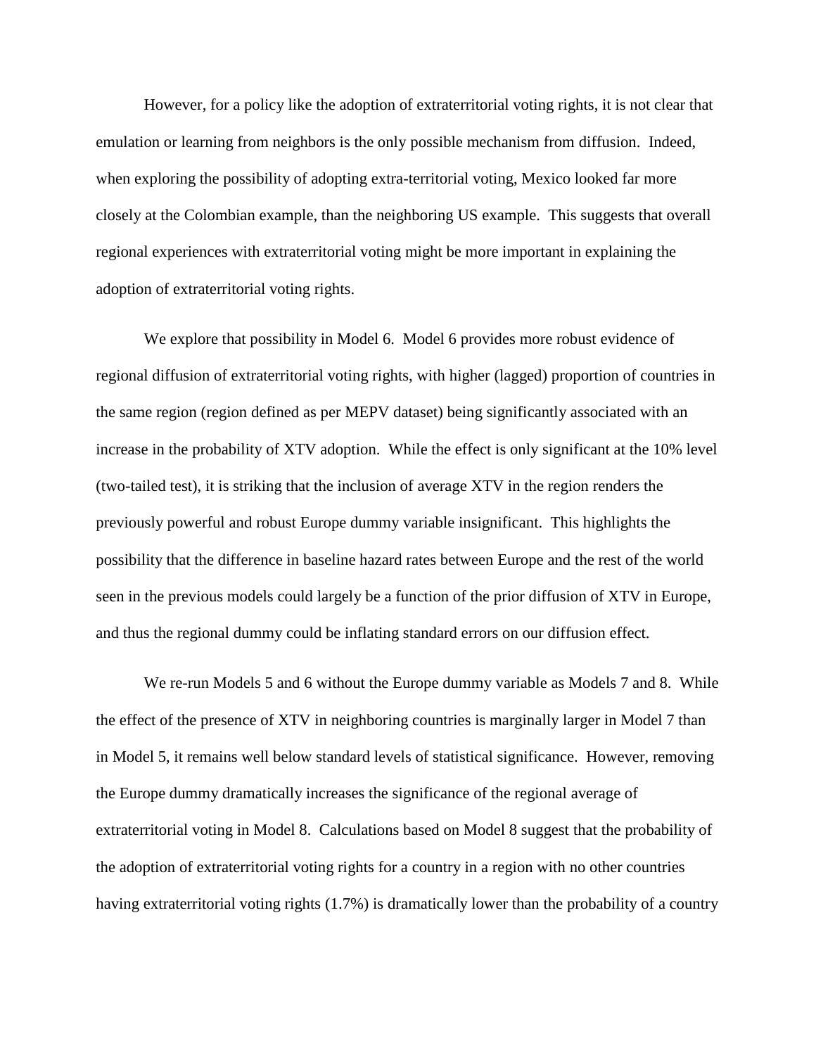However, for a policy like the adoption of extraterritorial voting rights, it is not clear that emulation or learning from neighbors is the only possible mechanism from diffusion. Indeed, when exploring the possibility of adopting extra-territorial voting, Mexico looked far more closely at the Colombian example, than the neighboring US example. This suggests that overall regional experiences with extraterritorial voting might be more important in explaining the adoption of extraterritorial voting rights.

We explore that possibility in Model 6. Model 6 provides more robust evidence of regional diffusion of extraterritorial voting rights, with higher (lagged) proportion of countries in the same region (region defined as per MEPV dataset) being significantly associated with an increase in the probability of XTV adoption. While the effect is only significant at the 10% level (two-tailed test), it is striking that the inclusion of average XTV in the region renders the previously powerful and robust Europe dummy variable insignificant. This highlights the possibility that the difference in baseline hazard rates between Europe and the rest of the world seen in the previous models could largely be a function of the prior diffusion of XTV in Europe, and thus the regional dummy could be inflating standard errors on our diffusion effect.

We re-run Models 5 and 6 without the Europe dummy variable as Models 7 and 8. While the effect of the presence of XTV in neighboring countries is marginally larger in Model 7 than in Model 5, it remains well below standard levels of statistical significance. However, removing the Europe dummy dramatically increases the significance of the regional average of extraterritorial voting in Model 8. Calculations based on Model 8 suggest that the probability of the adoption of extraterritorial voting rights for a country in a region with no other countries having extraterritorial voting rights (1.7%) is dramatically lower than the probability of a country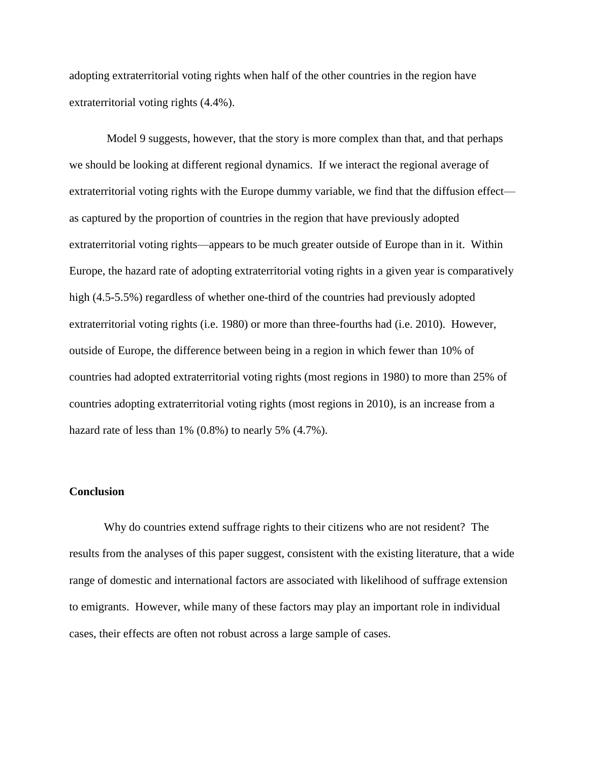adopting extraterritorial voting rights when half of the other countries in the region have extraterritorial voting rights (4.4%).

Model 9 suggests, however, that the story is more complex than that, and that perhaps we should be looking at different regional dynamics. If we interact the regional average of extraterritorial voting rights with the Europe dummy variable, we find that the diffusion effect—as captured by the proportion of countries in the region that have previously adopted extraterritorial voting rights—appears to be much greater outside of Europe than in it. Within Europe, the hazard rate of adopting extraterritorial voting rights in a given year is comparatively high (4.5-5.5%) regardless of whether one-third of the countries had previously adopted extraterritorial voting rights (i.e. 1980) or more than three-fourths had (i.e. 2010). However, outside of Europe, the difference between being in a region in which fewer than 10% of countries had adopted extraterritorial voting rights (most regions in 1980) to more than 25% of countries adopting extraterritorial voting rights (most regions in 2010), is an increase from a hazard rate of less than 1% (0.8%) to nearly 5% (4.7%).

## Conclusion

Why do countries extend suffrage rights to their citizens who are not resident? The results from the analyses of this paper suggest, consistent with the existing literature, that a wide range of domestic and international factors are associated with likelihood of suffrage extension to emigrants. However, while many of these factors may play an important role in individual cases, their effects are often not robust across a large sample of cases.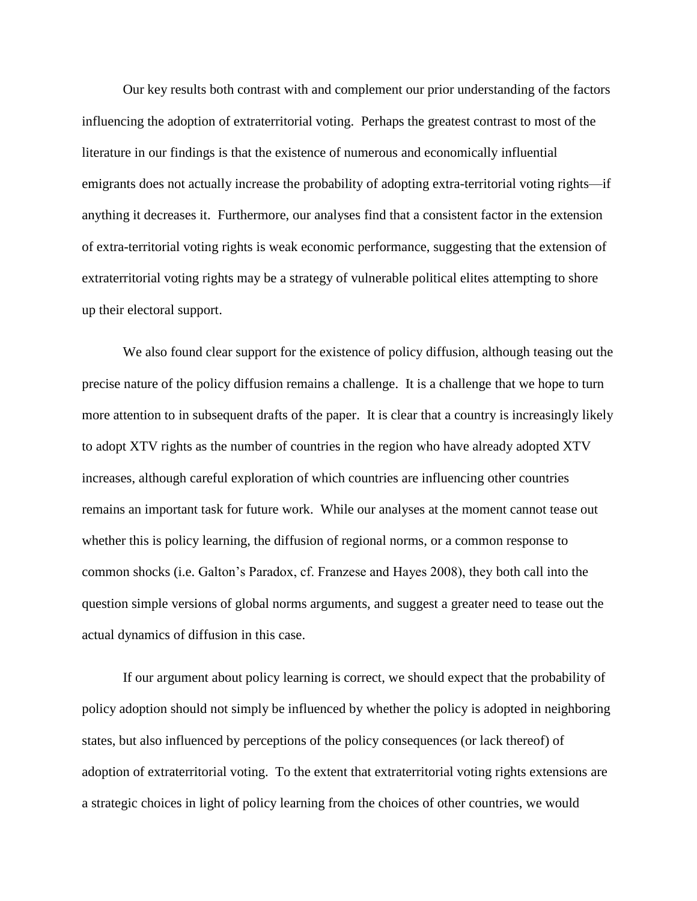Our key results both contrast with and complement our prior understanding of the factors influencing the adoption of extraterritorial voting. Perhaps the greatest contrast to most of the literature in our findings is that the existence of numerous and economically influential emigrants does not actually increase the probability of adopting extra-territorial voting rights—if anything it decreases it. Furthermore, our analyses find that a consistent factor in the extension of extra-territorial voting rights is weak economic performance, suggesting that the extension of extraterritorial voting rights may be a strategy of vulnerable political elites attempting to shore up their electoral support.

We also found clear support for the existence of policy diffusion, although teasing out the precise nature of the policy diffusion remains a challenge. It is a challenge that we hope to turn more attention to in subsequent drafts of the paper. It is clear that a country is increasingly likely to adopt XTV rights as the number of countries in the region who have already adopted XTV increases, although careful exploration of which countries are influencing other countries remains an important task for future work. While our analyses at the moment cannot tease out whether this is policy learning, the diffusion of regional norms, or a common response to common shocks (i.e. Galton's Paradox, cf. Franzese and Hayes 2008), they both call into the question simple versions of global norms arguments, and suggest a greater need to tease out the actual dynamics of diffusion in this case.

If our argument about policy learning is correct, we should expect that the probability of policy adoption should not simply be influenced by whether the policy is adopted in neighboring states, but also influenced by perceptions of the policy consequences (or lack thereof) of adoption of extraterritorial voting. To the extent that extraterritorial voting rights extensions are a strategic choices in light of policy learning from the choices of other countries, we would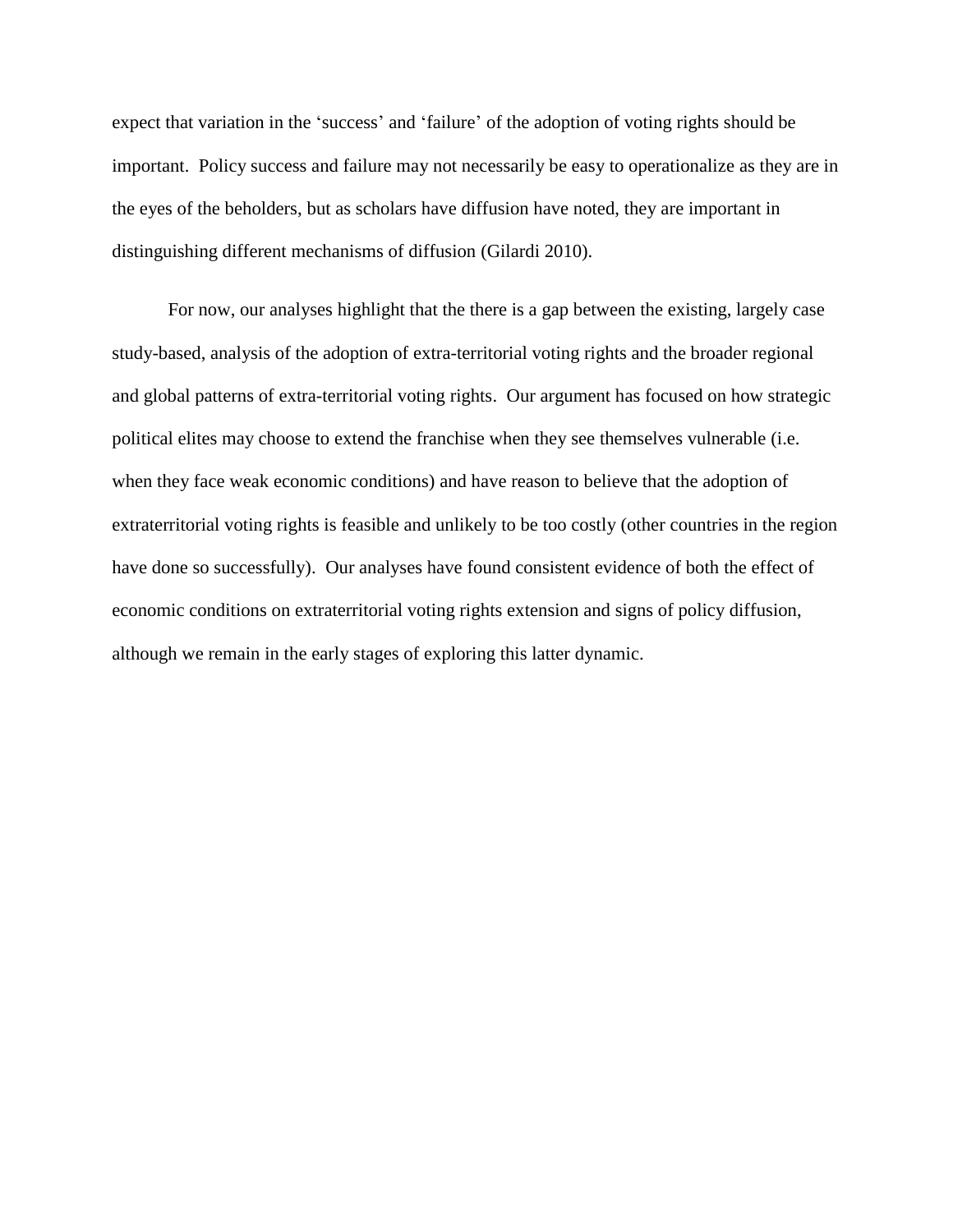expect that variation in the 'success' and 'failure' of the adoption of voting rights should be important. Policy success and failure may not necessarily be easy to operationalize as they are in the eyes of the beholders, but as scholars have diffusion have noted, they are important in distinguishing different mechanisms of diffusion (Gilardi 2010).

For now, our analyses highlight that the there is a gap between the existing, largely case study-based, analysis of the adoption of extra-territorial voting rights and the broader regional and global patterns of extra-territorial voting rights. Our argument has focused on how strategic political elites may choose to extend the franchise when they see themselves vulnerable (i.e. when they face weak economic conditions) and have reason to believe that the adoption of extraterritorial voting rights is feasible and unlikely to be too costly (other countries in the region have done so successfully). Our analyses have found consistent evidence of both the effect of economic conditions on extraterritorial voting rights extension and signs of policy diffusion, although we remain in the early stages of exploring this latter dynamic.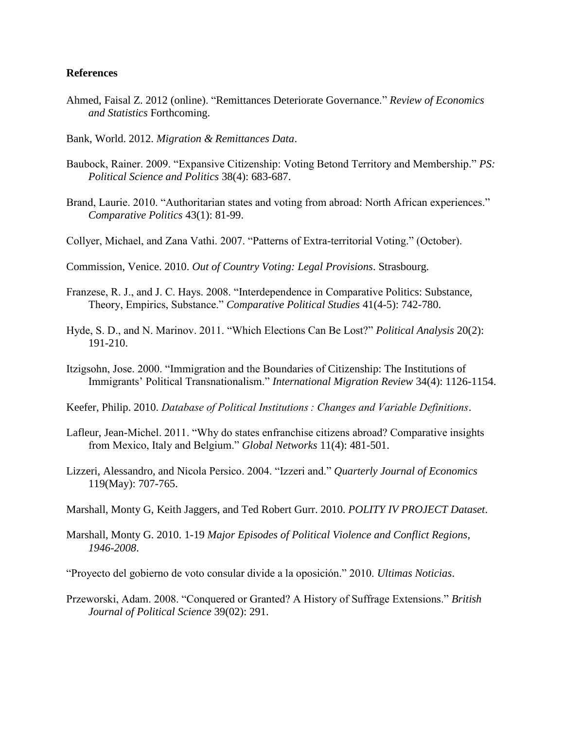**References**

Ahmed, Faisal Z. 2012 (online). "Remittances Deteriorate Governance." *Review of Economics and Statistics* Forthcoming.

Bank, World. 2012. *Migration & Remittances Data*.

Baubock, Rainer. 2009. "Expansive Citizenship: Voting Betond Territory and Membership." *PS: Political Science and Politics* 38(4): 683-687.

Brand, Laurie. 2010. "Authoritarian states and voting from abroad: North African experiences." *Comparative Politics* 43(1): 81-99.

Collyer, Michael, and Zana Vathi. 2007. "Patterns of Extra-territorial Voting." (October).

Commission, Venice. 2010. *Out of Country Voting: Legal Provisions*. Strasbourg.

Franzese, R. J., and J. C. Hays. 2008. "Interdependence in Comparative Politics: Substance, Theory, Empirics, Substance." *Comparative Political Studies* 41(4-5): 742-780.

Hyde, S. D., and N. Marinov. 2011. "Which Elections Can Be Lost?" *Political Analysis* 20(2): 191-210.

Itzigsohn, Jose. 2000. "Immigration and the Boundaries of Citizenship: The Institutions of Immigrants' Political Transnationalism." *International Migration Review* 34(4): 1126-1154.

Keefer, Philip. 2010. *Database of Political Institutions : Changes and Variable Definitions*.

Lafleur, Jean-Michel. 2011. "Why do states enfranchise citizens abroad? Comparative insights from Mexico, Italy and Belgium." *Global Networks* 11(4): 481-501.

Lizzeri, Alessandro, and Nicola Persico. 2004. "Izzeri and." *Quarterly Journal of Economics* 119(May): 707-765.

Marshall, Monty G, Keith Jaggers, and Ted Robert Gurr. 2010. *POLITY IV PROJECT Dataset*.

Marshall, Monty G. 2010. 1-19 *Major Episodes of Political Violence and Conflict Regions, 1946-2008*.

"Proyecto del gobierno de voto consular divide a la oposición." 2010. *Ultimas Noticias*.

Przeworski, Adam. 2008. "Conquered or Granted? A History of Suffrage Extensions." *British Journal of Political Science* 39(02): 291.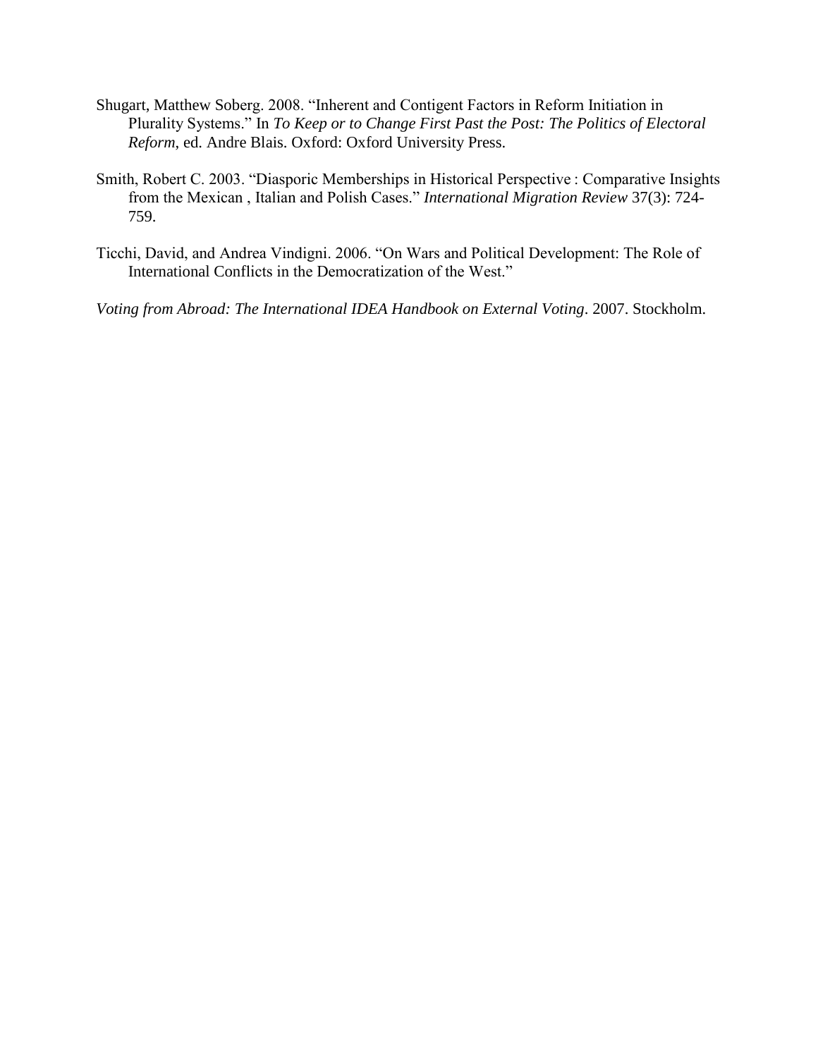Shugart, Matthew Soberg. 2008. "Inherent and Contigent Factors in Reform Initiation in Plurality Systems." In *To Keep or to Change First Past the Post: The Politics of Electoral Reform*, ed. Andre Blais. Oxford: Oxford University Press.

Smith, Robert C. 2003. "Diasporic Memberships in Historical Perspective : Comparative Insights from the Mexican , Italian and Polish Cases." *International Migration Review* 37(3): 724-759.

Ticchi, David, and Andrea Vindigni. 2006. "On Wars and Political Development: The Role of International Conflicts in the Democratization of the West."

*Voting from Abroad: The International IDEA Handbook on External Voting*. 2007. Stockholm.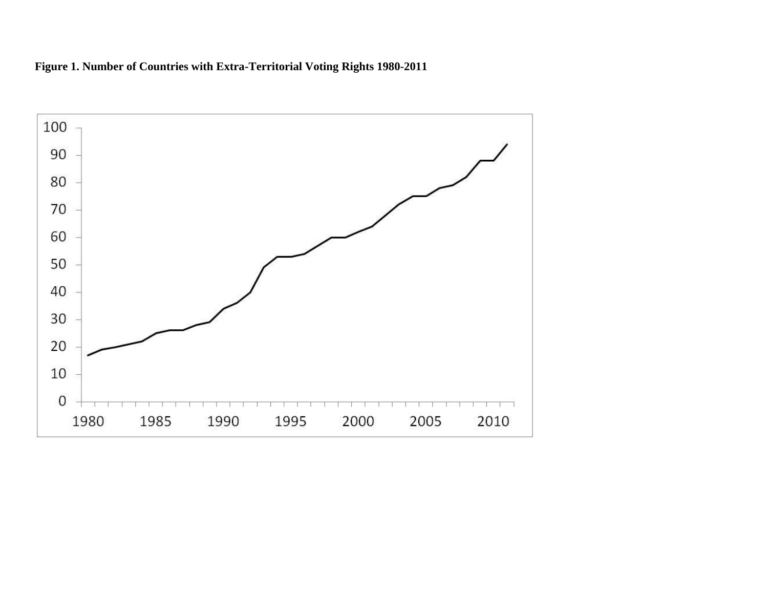**Figure 1. Number of Countries with Extra-Territorial Voting Rights 1980-2011**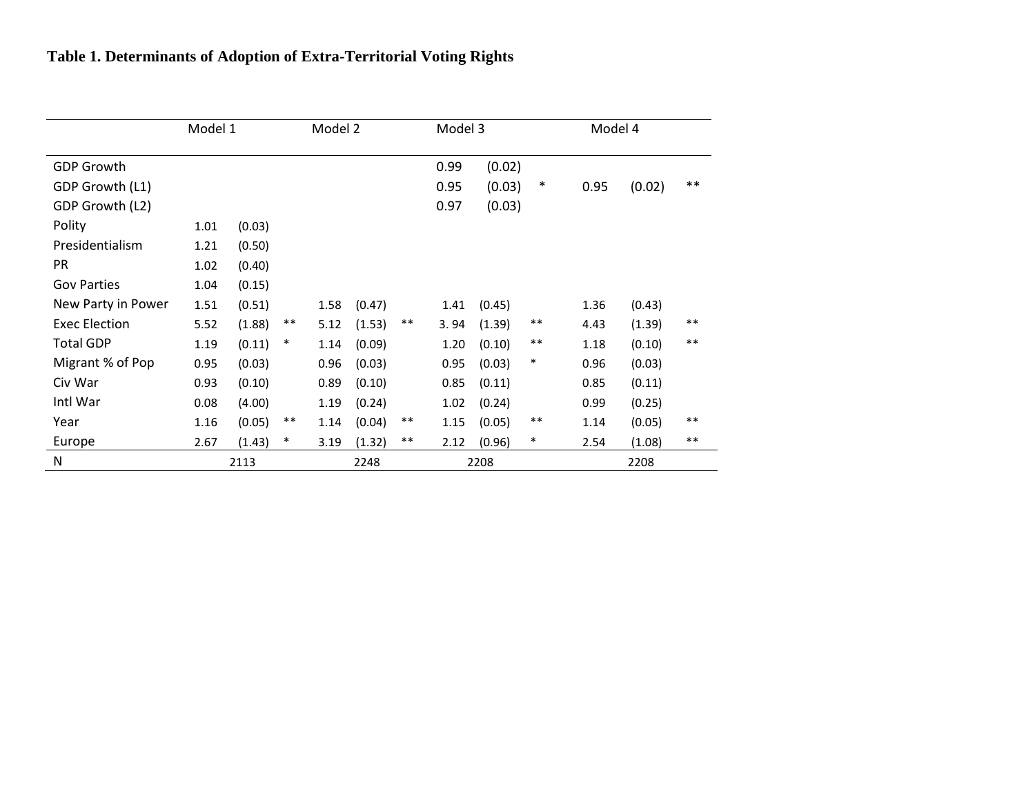**Table 1. Determinants of Adoption of Extra-Territorial Voting Rights**

| | Model 1 | | | Model 2 | | | Model 3 | | | Model 4 | | |
|---|---|---|---|---|---|---|---|---|---|---|---|---|
| GDP Growth | | | | | | | 0.99 | (0.02) | | | | |
| GDP Growth (L1) | | | | | | | 0.95 | (0.03) | * | 0.95 | (0.02) | ** |
| GDP Growth (L2) | | | | | | | 0.97 | (0.03) | | | | |
| Polity | 1.01 | (0.03) | | | | | | | | | | |
| Presidentialism | 1.21 | (0.50) | | | | | | | | | | |
| PR | 1.02 | (0.40) | | | | | | | | | | |
| Gov Parties | 1.04 | (0.15) | | | | | | | | | | |
| New Party in Power | 1.51 | (0.51) | | 1.58 | (0.47) | | 1.41 | (0.45) | | 1.36 | (0.43) | |
| Exec Election | 5.52 | (1.88) | ** | 5.12 | (1.53) | ** | 3. 94 | (1.39) | ** | 4.43 | (1.39) | ** |
| Total GDP | 1.19 | (0.11) | * | 1.14 | (0.09) | | 1.20 | (0.10) | ** | 1.18 | (0.10) | ** |
| Migrant % of Pop | 0.95 | (0.03) | | 0.96 | (0.03) | | 0.95 | (0.03) | * | 0.96 | (0.03) | |
| Civ War | 0.93 | (0.10) | | 0.89 | (0.10) | | 0.85 | (0.11) | | 0.85 | (0.11) | |
| Intl War | 0.08 | (4.00) | | 1.19 | (0.24) | | 1.02 | (0.24) | | 0.99 | (0.25) | |
| Year | 1.16 | (0.05) | ** | 1.14 | (0.04) | ** | 1.15 | (0.05) | ** | 1.14 | (0.05) | ** |
| Europe | 2.67 | (1.43) | * | 3.19 | (1.32) | ** | 2.12 | (0.96) | * | 2.54 | (1.08) | ** |
| N | 2113 | | | 2248 | | | 2208 | | | 2208 | | |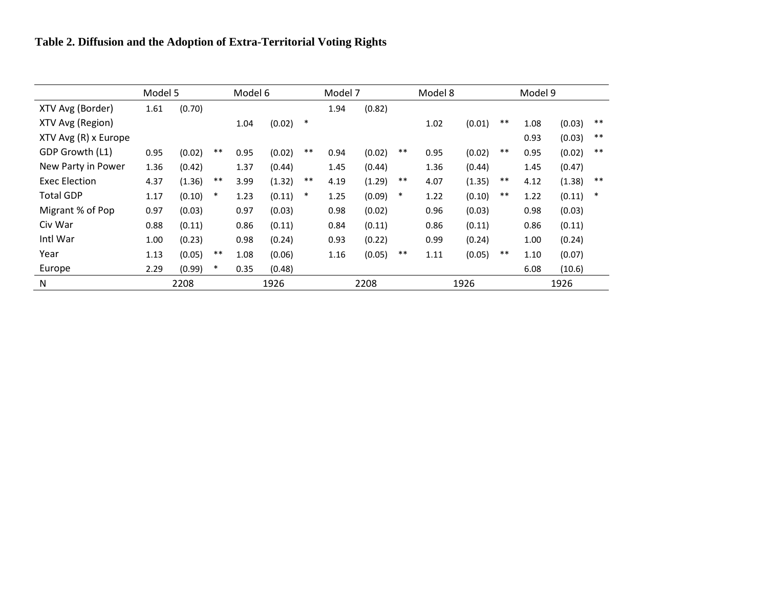**Table 2. Diffusion and the Adoption of Extra-Territorial Voting Rights**

| | Model 5 | | | Model 6 | | | Model 7 | | | Model 8 | | | Model 9 | | |
|---|---|---|---|---|---|---|---|---|---|---|---|---|---|---|---|
| XTV Avg (Border) | 1.61 | (0.70) | | | | | 1.94 | (0.82) | | | | | | | |
| XTV Avg (Region) | | | | 1.04 | (0.02) | * | | | | 1.02 | (0.01) | ** | 1.08 | (0.03) | ** |
| XTV Avg (R) x Europe | | | | | | | | | | | | | 0.93 | (0.03) | ** |
| GDP Growth (L1) | 0.95 | (0.02) | ** | 0.95 | (0.02) | ** | 0.94 | (0.02) | ** | 0.95 | (0.02) | ** | 0.95 | (0.02) | ** |
| New Party in Power | 1.36 | (0.42) | | 1.37 | (0.44) | | 1.45 | (0.44) | | 1.36 | (0.44) | | 1.45 | (0.47) | |
| Exec Election | 4.37 | (1.36) | ** | 3.99 | (1.32) | ** | 4.19 | (1.29) | ** | 4.07 | (1.35) | ** | 4.12 | (1.38) | ** |
| Total GDP | 1.17 | (0.10) | * | 1.23 | (0.11) | * | 1.25 | (0.09) | * | 1.22 | (0.10) | ** | 1.22 | (0.11) | * |
| Migrant % of Pop | 0.97 | (0.03) | | 0.97 | (0.03) | | 0.98 | (0.02) | | 0.96 | (0.03) | | 0.98 | (0.03) | |
| Civ War | 0.88 | (0.11) | | 0.86 | (0.11) | | 0.84 | (0.11) | | 0.86 | (0.11) | | 0.86 | (0.11) | |
| Intl War | 1.00 | (0.23) | | 0.98 | (0.24) | | 0.93 | (0.22) | | 0.99 | (0.24) | | 1.00 | (0.24) | |
| Year | 1.13 | (0.05) | ** | 1.08 | (0.06) | | 1.16 | (0.05) | ** | 1.11 | (0.05) | ** | 1.10 | (0.07) | |
| Europe | 2.29 | (0.99) | * | 0.35 | (0.48) | | | | | | | | 6.08 | (10.6) | |
| N | 2208 | | | 1926 | | | 2208 | | | 1926 | | | 1926 | | |